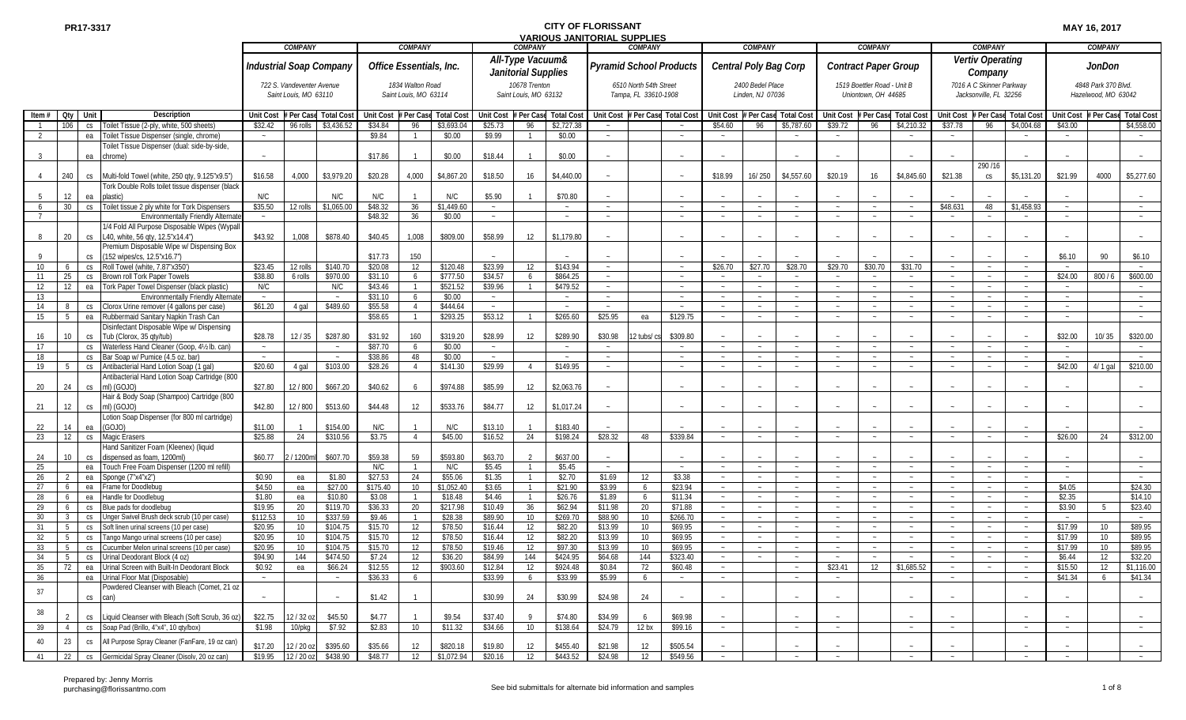PR17-3317

# CITY OF FLORISSANT
## VARIOUS JANITORIAL SUPPLIES

MAY 16, 2017

| | | | | COMPANY | | | COMPANY | | | COMPANY | | | COMPANY | | | COMPANY | | | COMPANY | | | COMPANY | | | COMPANY | | |
|---|---|---|---|---|---|---|---|---|---|---|---|---|---|---|---|---|---|---|---|---|---|---|---|---|---|---|---|
| | | | | Industrial Soap Company 722 S. Vandeventer Avenue Saint Louis, MO 63110 | | | Office Essentials, Inc. 1834 Walton Road Saint Louis, MO 63114 | | | All-Type Vacuum& Janitorial Supplies 10678 Trenton Saint Louis, MO 63132 | | | Pyramid School Products 6510 North 54th Street Tampa, FL 33610-1908 | | | Central Poly Bag Corp 2400 Bedel Place Linden, NJ 07036 | | | Contract Paper Group 1519 Boettler Road - Unit B Uniontown, OH 44685 | | | Vertiv Operating Company 7016 A C Skinner Parkway Jacksonville, FL 32256 | | | JonDon 4848 Park 370 Blvd. Hazelwood, MO 63042 | | |
| Item # | Qty | Unit | Description | Unit Cost | # Per Case | Total Cost | Unit Cost | # Per Case | Total Cost | Unit Cost | # Per Case | Total Cost | Unit Cost | # Per Case | Total Cost | Unit Cost | # Per Case | Total Cost | Unit Cost | # Per Case | Total Cost | Unit Cost | # Per Case | Total Cost | Unit Cost | # Per Case | Total Cost |
| 1 | 106 | cs | Toilet Tissue (2-ply, white, 500 sheets) | $32.42 | 96 rolls | $3,436.52 | $34.84 | 96 | $3,693.04 | $25.73 | 96 | $2,727.38 | ~ | | ~ | $54.60 | 96 | $5,787.60 | $39.72 | 96 | $4,210.32 | $37.78 | 96 | $4,004.68 | $43.00 | | $4,558.00 |
| 2 | | ea | Toilet Tissue Dispenser (single, chrome) | ~ | | | $9.84 | 1 | $0.00 | $9.99 | 1 | $0.00 | ~ | | ~ | ~ | | ~ | ~ | | ~ | ~ | | ~ | ~ | | ~ |
| 3 | | ea | Toilet Tissue Dispenser (dual: side-by-side, chrome) | | | | $17.86 | 1 | $0.00 | $18.44 | 1 | $0.00 | ~ | | ~ | ~ | | ~ | ~ | | ~ | ~ | | ~ | ~ | | ~ |
| 4 | 240 | cs | Multi-fold Towel (white, 250 qty, 9.125"x9.5") | $16.58 | 4,000 | $3,979.20 | $20.28 | 4,000 | $4,867.20 | $18.50 | 16 | $4,440.00 | ~ | | ~ | $18.99 | 16/ 250 | $4,557.60 | $20.19 | 16 | $4,845.60 | $21.38 | 290 /16 cs | $5,131.20 | $21.99 | 4000 | $5,277.60 |
| 5 | 12 | ea | Tork Double Rolls toilet tissue dispenser (black plastic) | N/C | | N/C | N/C | 1 | N/C | $5.90 | 1 | $70.80 | ~ | | ~ | ~ | ~ | ~ | ~ | ~ | ~ | ~ | ~ | ~ | ~ | | ~ |
| 6 | 30 | cs | Toilet tissue 2 ply white for Tork Dispensers | $35.50 | 12 rolls | $1,065.00 | $48.32 | 36 | $1,449.60 | ~ | | ~ | ~ | | ~ | ~ | ~ | ~ | ~ | ~ | ~ | $48.631 | 48 | $1,458.93 | ~ | | ~ |
| 7 | | | Environmentally Friendly Alternate | ~ | | | $48.32 | 36 | $0.00 | ~ | | ~ | ~ | | ~ | ~ | ~ | ~ | ~ | ~ | ~ | ~ | ~ | ~ | ~ | | ~ |
| 8 | 20 | cs | 1/4 Fold All Purpose Disposable Wipes (Wypall L40, white, 56 qty, 12.5"x14.4") | $43.92 | 1,008 | $878.40 | $40.45 | 1,008 | $809.00 | $58.99 | 12 | $1,179.80 | ~ | | ~ | ~ | ~ | ~ | ~ | ~ | ~ | ~ | ~ | ~ | ~ | | ~ |
| 9 | | cs | Premium Disposable Wipe w/ Dispensing Box (152 wipes/cs, 12.5"x16.7") | | | | $17.73 | 150 | | ~ | | ~ | ~ | | ~ | ~ | ~ | ~ | ~ | ~ | ~ | ~ | ~ | ~ | $6.10 | 90 | $6.10 |
| 10 | 6 | cs | Roll Towel (white, 7.87"x350') | $23.45 | 12 rolls | $140.70 | $20.08 | 12 | $120.48 | $23.99 | 12 | $143.94 | ~ | | ~ | $26.70 | $27.70 | $28.70 | $29.70 | $30.70 | $31.70 | ~ | ~ | ~ | ~ | | ~ |
| 11 | 25 | cs | Brown roll Tork Paper Towels | $38.80 | 6 rolls | $970.00 | $31.10 | 6 | $777.50 | $34.57 | 6 | $864.25 | ~ | | ~ | ~ | ~ | ~ | ~ | ~ | ~ | ~ | ~ | ~ | $24.00 | 800 / 6 | $600.00 |
| 12 | 12 | ea | Tork Paper Towel Dispenser (black plastic) | N/C | | N/C | $43.46 | 1 | $521.52 | $39.96 | 1 | $479.52 | ~ | | ~ | ~ | ~ | ~ | ~ | ~ | ~ | ~ | ~ | ~ | ~ | | ~ |
| 13 | | | Environmentally Friendly Alternate | ~ | | ~ | $31.10 | 6 | $0.00 | ~ | | ~ | ~ | | ~ | ~ | ~ | ~ | ~ | ~ | ~ | ~ | ~ | ~ | ~ | | ~ |
| 14 | 8 | cs | Clorox Urine remover (4 gallons per case) | $61.20 | 4 gal | $489.60 | $55.58 | 4 | $444.64 | ~ | | ~ | ~ | | ~ | ~ | ~ | ~ | ~ | ~ | ~ | ~ | ~ | ~ | ~ | | ~ |
| 15 | 5 | ea | Rubbermaid Sanitary Napkin Trash Can | | | | $58.65 | 1 | $293.25 | $53.12 | 1 | $265.60 | $25.95 | ea | $129.75 | ~ | ~ | ~ | ~ | ~ | ~ | ~ | ~ | ~ | ~ | | ~ |
| 16 | 10 | cs | Disinfectant Disposable Wipe w/ Dispensing Tub (Clorox, 35 qty/tub) | $28.78 | 12 / 35 | $287.80 | $31.92 | 160 | $319.20 | $28.99 | 12 | $289.90 | $30.98 | 12 tubs/ cs | $309.80 | ~ | ~ | ~ | ~ | ~ | ~ | ~ | ~ | ~ | $32.00 | 10/ 35 | $320.00 |
| 17 | | cs | Waterless Hand Cleaner (Goop, 4½ lb. can) | ~ | | ~ | $87.70 | 6 | $0.00 | ~ | | ~ | ~ | | ~ | ~ | ~ | ~ | ~ | ~ | ~ | ~ | ~ | ~ | ~ | | ~ |
| 18 | | cs | Bar Soap w/ Pumice (4.5 oz. bar) | ~ | | ~ | $38.86 | 48 | $0.00 | ~ | | ~ | ~ | | ~ | ~ | ~ | ~ | ~ | ~ | ~ | ~ | ~ | ~ | ~ | | ~ |
| 19 | 5 | cs | Antibacterial Hand Lotion Soap (1 gal) | $20.60 | 4 gal | $103.00 | $28.26 | 4 | $141.30 | $29.99 | 4 | $149.95 | ~ | | ~ | ~ | ~ | ~ | ~ | ~ | ~ | ~ | ~ | ~ | $42.00 | 4/ 1 gal | $210.00 |
| 20 | 24 | cs | Antibacterial Hand Lotion Soap Cartridge (800 ml) (GOJO) | $27.80 | 12 / 800 | $667.20 | $40.62 | 6 | $974.88 | $85.99 | 12 | $2,063.76 | ~ | | ~ | ~ | ~ | ~ | ~ | ~ | ~ | ~ | ~ | ~ | ~ | | ~ |
| 21 | 12 | cs | Hair & Body Soap (Shampoo) Cartridge (800 ml) (GOJO) | $42.80 | 12 / 800 | $513.60 | $44.48 | 12 | $533.76 | $84.77 | 12 | $1,017.24 | ~ | | ~ | ~ | ~ | ~ | ~ | ~ | ~ | ~ | ~ | ~ | ~ | | ~ |
| 22 | 14 | ea | Lotion Soap Dispenser (for 800 ml cartridge) (GOJO) | $11.00 | 1 | $154.00 | N/C | | N/C | $13.10 | 1 | $183.40 | ~ | | ~ | ~ | ~ | ~ | ~ | ~ | ~ | ~ | ~ | ~ | ~ | | ~ |
| 23 | 12 | cs | Magic Erasers | $25.88 | 24 | $310.56 | $3.75 | 4 | $45.00 | $16.52 | 24 | $198.24 | $28.32 | 48 | $339.84 | ~ | ~ | ~ | ~ | ~ | ~ | ~ | ~ | ~ | $26.00 | 24 | $312.00 |
| 24 | 10 | cs | Hand Sanitizer Foam (Kleenex) (liquid dispensed as foam, 1200ml) | $60.77 | 2 / 1200ml | $607.70 | $59.38 | 59 | $593.80 | $63.70 | 2 | $637.00 | ~ | | ~ | ~ | ~ | ~ | ~ | ~ | ~ | ~ | ~ | ~ | ~ | | ~ |
| 25 | | ea | Touch Free Foam Dispenser (1200 ml refill) | | | | N/C | 1 | N/C | $5.45 | 1 | $5.45 | ~ | | ~ | ~ | ~ | ~ | ~ | ~ | ~ | ~ | ~ | ~ | ~ | | ~ |
| 26 | 2 | ea | Sponge (7"x4"x2") | $0.90 | ea | $1.80 | $27.53 | 24 | $55.06 | $1.35 | 1 | $2.70 | $1.69 | 12 | $3.38 | ~ | ~ | ~ | ~ | ~ | ~ | ~ | ~ | ~ | ~ | | ~ |
| 27 | 6 | ea | Frame for Doodlebug | $4.50 | ea | $27.00 | $175.40 | 10 | $1,052.40 | $3.65 | 1 | $21.90 | $3.99 | 6 | $23.94 | ~ | ~ | ~ | ~ | ~ | ~ | ~ | ~ | ~ | $4.05 | | $24.30 |
| 28 | 6 | ea | Handle for Doodlebug | $1.80 | ea | $10.80 | $3.08 | 1 | $18.48 | $4.46 | 1 | $26.76 | $1.89 | 6 | $11.34 | ~ | ~ | ~ | ~ | ~ | ~ | ~ | ~ | ~ | $2.35 | | $14.10 |
| 29 | 6 | cs | Blue pads for doodlebug | $19.95 | 20 | $119.70 | $36.33 | 20 | $217.98 | $10.49 | 36 | $62.94 | $11.98 | 20 | $71.88 | ~ | ~ | ~ | ~ | ~ | ~ | ~ | ~ | ~ | $3.90 | 5 | $23.40 |
| 30 | 3 | cs | Unger Swivel Brush deck scrub (10 per case) | $112.53 | 10 | $337.59 | $9.46 | 1 | $28.38 | $89.90 | 10 | $269.70 | $88.90 | 10 | $266.70 | ~ | ~ | ~ | ~ | ~ | ~ | ~ | ~ | ~ | ~ | | ~ |
| 31 | 5 | cs | Soft linen urinal screens (10 per case) | $20.95 | 10 | $104.75 | $15.70 | 12 | $78.50 | $16.44 | 12 | $82.20 | $13.99 | 10 | $69.95 | ~ | ~ | ~ | ~ | ~ | ~ | ~ | ~ | ~ | $17.99 | 10 | $89.95 |
| 32 | 5 | cs | Tango Mango urinal screens (10 per case) | $20.95 | 10 | $104.75 | $15.70 | 12 | $78.50 | $16.44 | 12 | $82.20 | $13.99 | 10 | $69.95 | ~ | ~ | ~ | ~ | ~ | ~ | ~ | ~ | ~ | $17.99 | 10 | $89.95 |
| 33 | 5 | cs | Cucumber Melon urinal screens (10 per case) | $20.95 | 10 | $104.75 | $15.70 | 12 | $78.50 | $19.46 | 12 | $97.30 | $13.99 | 10 | $69.95 | ~ | ~ | ~ | ~ | ~ | ~ | ~ | ~ | ~ | $17.99 | 10 | $89.95 |
| 34 | 5 | cs | Urinal Deodorant Block (4 oz) | $94.90 | 144 | $474.50 | $7.24 | 12 | $36.20 | $84.99 | 144 | $424.95 | $64.68 | 144 | $323.40 | ~ | ~ | ~ | ~ | ~ | ~ | ~ | ~ | ~ | $6.44 | 12 | $32.20 |
| 35 | 72 | ea | Urinal Screen with Built-In Deodorant Block | $0.92 | ea | $66.24 | $12.55 | 12 | $903.60 | $12.84 | 12 | $924.48 | $0.84 | 72 | $60.48 | ~ | | ~ | $23.41 | 12 | $1,685.52 | ~ | ~ | ~ | $15.50 | 12 | $1,116.00 |
| 36 | | ea | Urinal Floor Mat (Disposable) | ~ | | ~ | $36.33 | 6 | | $33.99 | 6 | $33.99 | $5.99 | 6 | ~ | ~ | ~ | ~ | ~ | ~ | ~ | ~ | ~ | ~ | $41.34 | 6 | $41.34 |
| 37 | | cs | Powdered Cleanser with Bleach (Comet, 21 oz can) | ~ | | ~ | $1.42 | 1 | | $30.99 | 24 | $30.99 | $24.98 | 24 | ~ | ~ | | ~ | ~ | | ~ | ~ | | ~ | ~ | | ~ |
| 38 | 2 | cs | Liquid Cleanser with Bleach (Soft Scrub, 36 oz) | $22.75 | 12 / 32 oz | $45.50 | $4.77 | 1 | $9.54 | $37.40 | 9 | $74.80 | $34.99 | 6 | $69.98 | ~ | | ~ | ~ | | ~ | ~ | | ~ | ~ | | ~ |
| 39 | 4 | cs | Soap Pad (Brillo, 4"x4", 10 qty/box) | $1.98 | 10/pkg | $7.92 | $2.83 | 10 | $11.32 | $34.66 | 10 | $138.64 | $24.79 | 12 bx | $99.16 | ~ | | ~ | ~ | | ~ | ~ | | ~ | ~ | | ~ |
| 40 | 23 | cs | All Purpose Spray Cleaner (FanFare, 19 oz can) | $17.20 | 12 / 20 oz | $395.60 | $35.66 | 12 | $820.18 | $19.80 | 12 | $455.40 | $21.98 | 12 | $505.54 | ~ | | ~ | ~ | | ~ | ~ | | ~ | ~ | | ~ |
| 41 | 22 | cs | Germicidal Spray Cleaner (Disolv, 20 oz can) | $19.95 | 12 / 20 oz | $438.90 | $48.77 | 12 | $1,072.94 | $20.16 | 12 | $443.52 | $24.98 | 12 | $549.56 | ~ | | ~ | ~ | | ~ | ~ | | ~ | ~ | | ~ |

Prepared by: Jenny Morris
purchasing@florissantmo.com

See bid submittals for alternate bid information and samples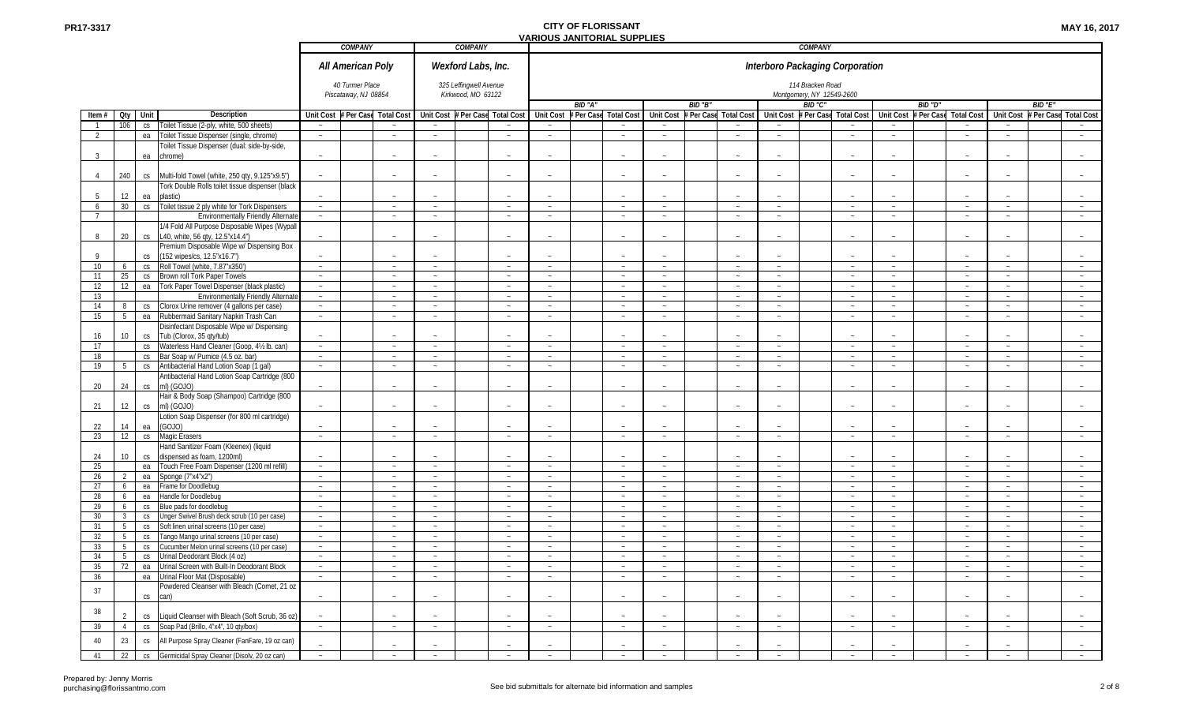# CITY OF FLORISSANT

## VARIOUS JANITORIAL SUPPLIES

PR17-3317

MAY 16, 2017

| | | | | COMPANY | | | COMPANY | | | COMPANY | | | | | | | | | | | | | | |
|---|---|---|---|---|---|---|---|---|---|---|---|---|---|---|---|---|---|---|---|---|---|---|---|---|
| | | | | All American Poly | | | Wexford Labs, Inc. | | | Interboro Packaging Corporation | | | | | | | | | | | | | | |
| | | | | 40 Turmer Place Piscataway, NJ 08854 | | | 325 Leffingwell Avenue Kirkwood, MO 63122 | | | 114 Bracken Road Montgomery, NY 12549-2600 | | | | | | | | | | | | | | |
| | | | | | | | | | | BID "A" | | | BID "B" | | | BID "C" | | | BID "D" | | | BID "E" | | |
| Item # | Qty | Unit | Description | Unit Cost | # Per Case | Total Cost | Unit Cost | # Per Case | Total Cost | Unit Cost | # Per Case | Total Cost | Unit Cost | # Per Case | Total Cost | Unit Cost | # Per Case | Total Cost | Unit Cost | # Per Case | Total Cost | Unit Cost | # Per Case | Total Cost |
| 1 | 106 | cs | Toilet Tissue (2-ply, white, 500 sheets) | - | | - | - | | - | - | | - | - | | - | - | | - | - | | - | - | | - |
| 2 | | ea | Toilet Tissue Dispenser (single, chrome) | - | | - | - | | - | - | | - | - | | - | - | | - | - | | - | - | | - |
| 3 | | ea | Toilet Tissue Dispenser (dual: side-by-side, chrome) | - | | - | - | | - | - | | - | - | | - | - | | - | - | | - | - | | - |
| 4 | 240 | cs | Multi-fold Towel (white, 250 qty, 9.125"x9.5") | - | | - | - | | - | - | | - | - | | - | - | | - | - | | - | - | | - |
| 5 | 12 | ea | Tork Double Rolls toilet tissue dispenser (black plastic) | - | | - | - | | - | - | | - | - | | - | - | | - | - | | - | - | | - |
| 6 | 30 | cs | Toilet tissue 2 ply white for Tork Dispensers | - | | - | - | | - | - | | - | - | | - | - | | - | - | | - | - | | - |
| 7 | | | Environmentally Friendly Alternate | - | | - | - | | - | - | | - | - | | - | - | | - | - | | - | - | | - |
| 8 | 20 | cs | 1/4 Fold All Purpose Disposable Wipes (Wypall L40, white, 56 qty, 12.5"x14.4") | - | | - | - | | - | - | | - | - | | - | - | | - | - | | - | - | | - |
| 9 | | cs | Premium Disposable Wipe w/ Dispensing Box (152 wipes/cs, 12.5"x16.7") | - | | - | - | | - | - | | - | - | | - | - | | - | - | | - | - | | - |
| 10 | 6 | cs | Roll Towel (white, 7.87"x350') | - | | - | - | | - | - | | - | - | | - | - | | - | - | | - | - | | - |
| 11 | 25 | cs | Brown roll Tork Paper Towels | - | | - | - | | - | - | | - | - | | - | - | | - | - | | - | - | | - |
| 12 | 12 | ea | Tork Paper Towel Dispenser (black plastic) | - | | - | - | | - | - | | - | - | | - | - | | - | - | | - | - | | - |
| 13 | | | Environmentally Friendly Alternate | - | | - | - | | - | - | | - | - | | - | - | | - | - | | - | - | | - |
| 14 | 8 | cs | Clorox Urine remover (4 gallons per case) | - | | - | - | | - | - | | - | - | | - | - | | - | - | | - | - | | - |
| 15 | 5 | ea | Rubbermaid Sanitary Napkin Trash Can | - | | - | - | | - | - | | - | - | | - | - | | - | - | | - | - | | - |
| 16 | 10 | cs | Disinfectant Disposable Wipe w/ Dispensing Tub (Clorox, 35 qty/tub) | - | | - | - | | - | - | | - | - | | - | - | | - | - | | - | - | | - |
| 17 | | cs | Waterless Hand Cleaner (Goop, 4½ lb. can) | - | | - | - | | - | - | | - | - | | - | - | | - | - | | - | - | | - |
| 18 | | cs | Bar Soap w/ Pumice (4.5 oz. bar) | - | | - | - | | - | - | | - | - | | - | - | | - | - | | - | - | | - |
| 19 | 5 | cs | Antibacterial Hand Lotion Soap (1 gal) | - | | - | - | | - | - | | - | - | | - | - | | - | - | | - | - | | - |
| 20 | 24 | cs | Antibacterial Hand Lotion Soap Cartridge (800 ml) (GOJO) | - | | - | - | | - | - | | - | - | | - | - | | - | - | | - | - | | - |
| 21 | 12 | cs | Hair & Body Soap (Shampoo) Cartridge (800 ml) (GOJO) | - | | - | - | | - | - | | - | - | | - | - | | - | - | | - | - | | - |
| 22 | 14 | ea | Lotion Soap Dispenser (for 800 ml cartridge) (GOJO) | - | | - | - | | - | - | | - | - | | - | - | | - | - | | - | - | | - |
| 23 | 12 | cs | Magic Erasers | - | | - | - | | - | - | | - | - | | - | - | | - | - | | - | - | | - |
| 24 | 10 | cs | Hand Sanitizer Foam (Kleenex) (liquid dispensed as foam, 1200ml) | - | | - | - | | - | - | | - | - | | - | - | | - | - | | - | - | | - |
| 25 | | ea | Touch Free Foam Dispenser (1200 ml refill) | - | | - | - | | - | - | | - | - | | - | - | | - | - | | - | - | | - |
| 26 | 2 | ea | Sponge (7"x4"x2") | - | | - | - | | - | - | | - | - | | - | - | | - | - | | - | - | | - |
| 27 | 6 | ea | Frame for Doodlebug | - | | - | - | | - | - | | - | - | | - | - | | - | - | | - | - | | - |
| 28 | 6 | ea | Handle for Doodlebug | - | | - | - | | - | - | | - | - | | - | - | | - | - | | - | - | | - |
| 29 | 6 | cs | Blue pads for doodlebug | - | | - | - | | - | - | | - | - | | - | - | | - | - | | - | - | | - |
| 30 | 3 | cs | Unger Swivel Brush deck scrub (10 per case) | - | | - | - | | - | - | | - | - | | - | - | | - | - | | - | - | | - |
| 31 | 5 | cs | Soft linen urinal screens (10 per case) | - | | - | - | | - | - | | - | - | | - | - | | - | - | | - | - | | - |
| 32 | 5 | cs | Tango Mango urinal screens (10 per case) | - | | - | - | | - | - | | - | - | | - | - | | - | - | | - | - | | - |
| 33 | 5 | cs | Cucumber Melon urinal screens (10 per case) | - | | - | - | | - | - | | - | - | | - | - | | - | - | | - | - | | - |
| 34 | 5 | cs | Urinal Deodorant Block (4 oz) | - | | - | - | | - | - | | - | - | | - | - | | - | - | | - | - | | - |
| 35 | 72 | ea | Urinal Screen with Built-In Deodorant Block | - | | - | - | | - | - | | - | - | | - | - | | - | - | | - | - | | - |
| 36 | | ea | Urinal Floor Mat (Disposable) | - | | - | - | | - | - | | - | - | | - | - | | - | - | | - | - | | - |
| 37 | | cs | Powdered Cleanser with Bleach (Comet, 21 oz can) | - | | - | - | | - | - | | - | - | | - | - | | - | - | | - | - | | - |
| 38 | 2 | cs | Liquid Cleanser with Bleach (Soft Scrub, 36 oz) | - | | - | - | | - | - | | - | - | | - | - | | - | - | | - | - | | - |
| 39 | 4 | cs | Soap Pad (Brillo, 4"x4", 10 qty/box) | - | | - | - | | - | - | | - | - | | - | - | | - | - | | - | - | | - |
| 40 | 23 | cs | All Purpose Spray Cleaner (FanFare, 19 oz can) | - | | - | - | | - | - | | - | - | | - | - | | - | - | | - | - | | - |
| 41 | 22 | cs | Germicidal Spray Cleaner (Disolv, 20 oz can) | - | | - | - | | - | - | | - | - | | - | - | | - | - | | - | - | | - |

Prepared by: Jenny Morris
purchasing@florissantmo.com

See bid submittals for alternate bid information and samples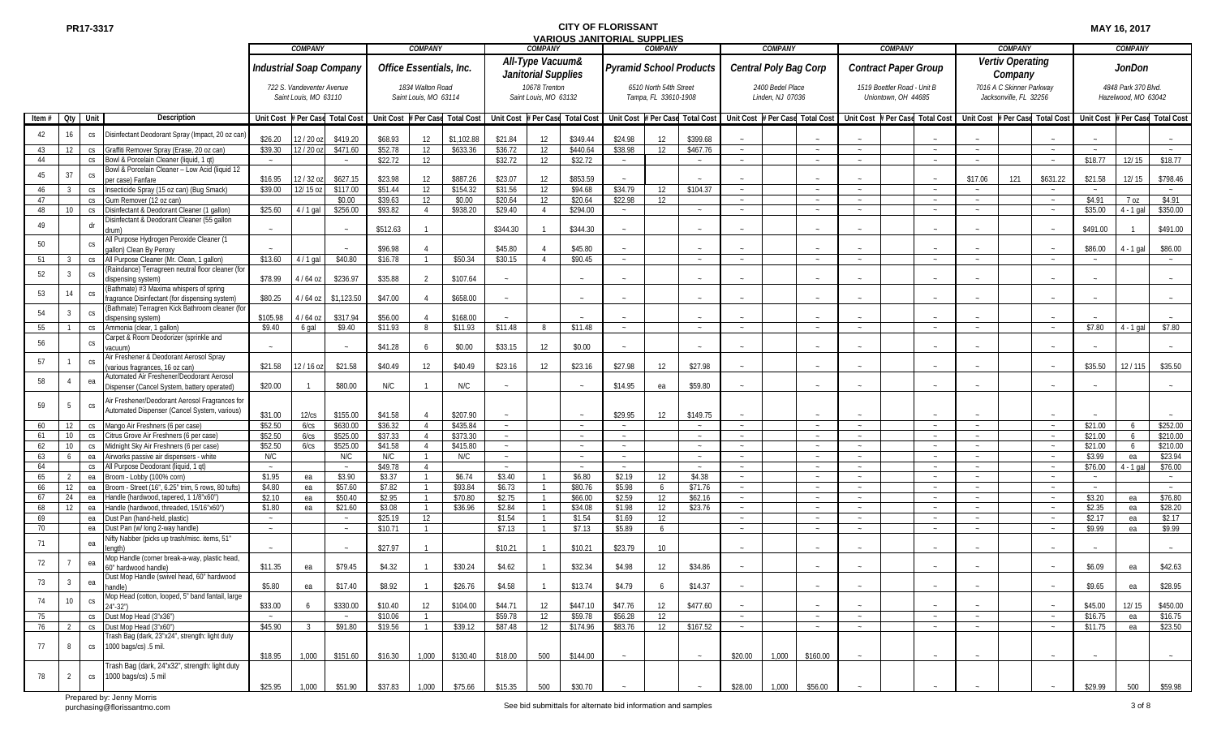PR17-3317

# CITY OF FLORISSANT
## VARIOUS JANITORIAL SUPPLIES

MAY 16, 2017

| | | | | COMPANY | | | COMPANY | | | COMPANY | | | COMPANY | | | COMPANY | | | COMPANY | | | COMPANY | | | COMPANY | | |
|---|---|---|---|---|---|---|---|---|---|---|---|---|---|---|---|---|---|---|---|---|---|---|---|---|---|---|---|
| | | | | Industrial Soap Company 722 S. Vandeventer Avenue Saint Louis, MO 63110 | | | Office Essentials, Inc. 1834 Walton Road Saint Louis, MO 63114 | | | All-Type Vacuum& Janitorial Supplies 10678 Trenton Saint Louis, MO 63132 | | | Pyramid School Products 6510 North 54th Street Tampa, FL 33610-1908 | | | Central Poly Bag Corp 2400 Bedel Place Linden, NJ 07036 | | | Contract Paper Group 1519 Boettler Road - Unit B Uniontown, OH 44685 | | | Vertiv Operating Company 7016 A C Skinner Parkway Jacksonville, FL 32256 | | | JonDon 4848 Park 370 Blvd. Hazelwood, MO 63042 | | |
| Item # | Qty | Unit | Description | Unit Cost | # Per Case | Total Cost | Unit Cost | # Per Case | Total Cost | Unit Cost | # Per Case | Total Cost | Unit Cost | # Per Case | Total Cost | Unit Cost | # Per Case | Total Cost | Unit Cost | # Per Case | Total Cost | Unit Cost | # Per Case | Total Cost | Unit Cost | # Per Case | Total Cost |
| 42 | 16 | cs | Disinfectant Deodorant Spray (Impact, 20 oz can) | $26.20 | 12 / 20 oz | $419.20 | $68.93 | 12 | $1,102.88 | $21.84 | 12 | $349.44 | $24.98 | 12 | $399.68 | ~ | | ~ | ~ | | ~ | ~ | | ~ | ~ | | ~ |
| 43 | 12 | cs | Graffiti Remover Spray (Erase, 20 oz can) | $39.30 | 12 / 20 oz | $471.60 | $52.78 | 12 | $633.36 | $36.72 | 12 | $440.64 | $38.98 | 12 | $467.76 | ~ | | ~ | ~ | | ~ | ~ | | ~ | ~ | | ~ |
| 44 | | cs | Bowl & Porcelain Cleaner (liquid, 1 qt) | ~ | | ~ | $22.72 | 12 | | $32.72 | 12 | $32.72 | ~ | | ~ | ~ | | ~ | ~ | | ~ | ~ | | ~ | $18.77 | 12/ 15 | $18.77 |
| 45 | 37 | cs | Bowl & Porcelain Cleaner – Low Acid (liquid 12 per case) Fanfare | $16.95 | 12 / 32 oz | $627.15 | $23.98 | 12 | $887.26 | $23.07 | 12 | $853.59 | ~ | | ~ | ~ | | ~ | ~ | | ~ | $17.06 | 121 | $631.22 | $21.58 | 12/ 15 | $798.46 |
| 46 | 3 | cs | Insecticide Spray (15 oz can) (Bug Smack) | $39.00 | 12/ 15 oz | $117.00 | $51.44 | 12 | $154.32 | $31.56 | 12 | $94.68 | $34.79 | 12 | $104.37 | ~ | | ~ | ~ | | ~ | ~ | | ~ | ~ | | ~ |
| 47 | | cs | Gum Remover (12 oz can) | | | $0.00 | $39.63 | 12 | $0.00 | $20.64 | 12 | $20.64 | $22.98 | 12 | | ~ | | ~ | ~ | | ~ | ~ | | ~ | $4.91 | 7 oz | $4.91 |
| 48 | 10 | cs | Disinfectant & Deodorant Cleaner (1 gallon) | $25.60 | 4 / 1 gal | $256.00 | $93.82 | 4 | $938.20 | $29.40 | 4 | $294.00 | ~ | | ~ | ~ | | ~ | ~ | | ~ | ~ | | ~ | $35.00 | 4 - 1 gal | $350.00 |
| 49 | | dr | Disinfectant & Deodorant Cleaner (55 gallon drum) | ~ | | ~ | $512.63 | 1 | | $344.30 | 1 | $344.30 | ~ | | ~ | ~ | | ~ | ~ | | ~ | ~ | | ~ | $491.00 | 1 | $491.00 |
| 50 | | cs | All Purpose Hydrogen Peroxide Cleaner (1 gallon) Clean By Peroxy | ~ | | ~ | $96.98 | 4 | | $45.80 | 4 | $45.80 | ~ | | ~ | ~ | | ~ | ~ | | ~ | ~ | | ~ | $86.00 | 4 - 1 gal | $86.00 |
| 51 | 3 | cs | All Purpose Cleaner (Mr. Clean, 1 gallon) | $13.60 | 4 / 1 gal | $40.80 | $16.78 | 1 | $50.34 | $30.15 | 4 | $90.45 | ~ | | ~ | ~ | | ~ | ~ | | ~ | ~ | | ~ | ~ | | ~ |
| 52 | 3 | cs | (Raindance) Terragreen neutral floor cleaner (for dispensing system) | $78.99 | 4 / 64 oz | $236.97 | $35.88 | 2 | $107.64 | ~ | | ~ | ~ | | ~ | ~ | | ~ | ~ | | ~ | ~ | | ~ | ~ | | ~ |
| 53 | 14 | cs | (Bathmate) #3 Maxima whispers of spring fragrance Disinfectant (for dispensing system) | $80.25 | 4 / 64 oz | $1,123.50 | $47.00 | 4 | $658.00 | ~ | | ~ | ~ | | ~ | ~ | | ~ | ~ | | ~ | ~ | | ~ | ~ | | ~ |
| 54 | 3 | cs | (Bathmate) Terragren Kick Bathroom cleaner (for dispensing system) | $105.98 | 4 / 64 oz | $317.94 | $56.00 | 4 | $168.00 | ~ | | ~ | ~ | | ~ | ~ | | ~ | ~ | | ~ | ~ | | ~ | ~ | | ~ |
| 55 | 1 | cs | Ammonia (clear, 1 gallon) | $9.40 | 6 gal | $9.40 | $11.93 | 8 | $11.93 | $11.48 | 8 | $11.48 | ~ | | ~ | ~ | | ~ | ~ | | ~ | ~ | | ~ | $7.80 | 4 - 1 gal | $7.80 |
| 56 | | cs | Carpet & Room Deodorizer (sprinkle and vacuum) | ~ | | ~ | $41.28 | 6 | $0.00 | $33.15 | 12 | $0.00 | ~ | | ~ | ~ | | ~ | ~ | | ~ | ~ | | ~ | ~ | | ~ |
| 57 | 1 | cs | Air Freshener & Deodorant Aerosol Spray (various fragrances, 16 oz can) | $21.58 | 12 / 16 oz | $21.58 | $40.49 | 12 | $40.49 | $23.16 | 12 | $23.16 | $27.98 | 12 | $27.98 | ~ | | ~ | ~ | | ~ | ~ | | ~ | $35.50 | 12 / 115 | $35.50 |
| 58 | 4 | ea | Automated Air Freshener/Deodorant Aerosol Dispenser (Cancel System, battery operated) | $20.00 | 1 | $80.00 | N/C | 1 | N/C | ~ | | ~ | $14.95 | ea | $59.80 | ~ | | ~ | ~ | | ~ | ~ | | ~ | ~ | | ~ |
| 59 | 5 | cs | Air Freshener/Deodorant Aerosol Fragrances for Automated Dispenser (Cancel System, various) | $31.00 | 12/cs | $155.00 | $41.58 | 4 | $207.90 | ~ | | ~ | $29.95 | 12 | $149.75 | ~ | | ~ | ~ | | ~ | ~ | | ~ | ~ | | ~ |
| 60 | 12 | cs | Mango Air Freshners (6 per case) | $52.50 | 6/cs | $630.00 | $36.32 | 4 | $435.84 | ~ | | ~ | ~ | | ~ | ~ | | ~ | ~ | | ~ | ~ | | ~ | $21.00 | 6 | $252.00 |
| 61 | 10 | cs | Citrus Grove Air Freshners (6 per case) | $52.50 | 6/cs | $525.00 | $37.33 | 4 | $373.30 | ~ | | ~ | ~ | | ~ | ~ | | ~ | ~ | | ~ | ~ | | ~ | $21.00 | 6 | $210.00 |
| 62 | 10 | cs | Midnight Sky Air Freshners (6 per case) | $52.50 | 6/cs | $525.00 | $41.58 | 4 | $415.80 | ~ | | ~ | ~ | | ~ | ~ | | ~ | ~ | | ~ | ~ | | ~ | $21.00 | 6 | $210.00 |
| 63 | 6 | ea | Airworks passive air dispensers - white | N/C | | N/C | N/C | 1 | N/C | ~ | | ~ | ~ | | ~ | ~ | | ~ | ~ | | ~ | ~ | | ~ | $3.99 | ea | $23.94 |
| 64 | | cs | All Purpose Deodorant (liquid, 1 qt) | ~ | | ~ | $49.78 | 4 | | ~ | | ~ | ~ | | ~ | ~ | | ~ | ~ | | ~ | ~ | | ~ | $76.00 | 4 - 1 gal | $76.00 |
| 65 | 2 | ea | Broom - Lobby (100% corn) | $1.95 | ea | $3.90 | $3.37 | 1 | $6.74 | $3.40 | 1 | $6.80 | $2.19 | 12 | $4.38 | ~ | | ~ | ~ | | ~ | ~ | | ~ | ~ | | ~ |
| 66 | 12 | ea | Broom - Street (16", 6.25" trim, 5 rows, 80 tufts) | $4.80 | ea | $57.60 | $7.82 | 1 | $93.84 | $6.73 | 1 | $80.76 | $5.98 | 6 | $71.76 | ~ | | ~ | ~ | | ~ | ~ | | ~ | ~ | | ~ |
| 67 | 24 | ea | Handle (hardwood, tapered, 1 1/8"x60") | $2.10 | ea | $50.40 | $2.95 | 1 | $70.80 | $2.75 | 1 | $66.00 | $2.59 | 12 | $62.16 | ~ | | ~ | ~ | | ~ | ~ | | ~ | $3.20 | ea | $76.80 |
| 68 | 12 | ea | Handle (hardwood, threaded, 15/16"x60") | $1.80 | ea | $21.60 | $3.08 | 1 | $36.96 | $2.84 | 1 | $34.08 | $1.98 | 12 | $23.76 | ~ | | ~ | ~ | | ~ | ~ | | ~ | $2.35 | ea | $28.20 |
| 69 | | ea | Dust Pan (hand-held, plastic) | ~ | | ~ | $25.19 | 12 | | $1.54 | 1 | $1.54 | $1.69 | 12 | | ~ | | ~ | ~ | | ~ | ~ | | ~ | $2.17 | ea | $2.17 |
| 70 | | ea | Dust Pan (w/ long 2-way handle) | ~ | | ~ | $10.71 | 1 | | $7.13 | 1 | $7.13 | $5.89 | 6 | | ~ | | ~ | ~ | | ~ | ~ | | ~ | $9.99 | ea | $9.99 |
| 71 | | ea | Nifty Nabber (picks up trash/misc. items, 51" length) | ~ | | ~ | $27.97 | 1 | | $10.21 | 1 | $10.21 | $23.79 | 10 | | ~ | | ~ | ~ | | ~ | ~ | | ~ | ~ | | ~ |
| 72 | 7 | ea | Mop Handle (corner break-a-way, plastic head, 60" hardwood handle) | $11.35 | ea | $79.45 | $4.32 | 1 | $30.24 | $4.62 | 1 | $32.34 | $4.98 | 12 | $34.86 | ~ | | ~ | ~ | | ~ | ~ | | ~ | $6.09 | ea | $42.63 |
| 73 | 3 | ea | Dust Mop Handle (swivel head, 60" hardwood handle) | $5.80 | ea | $17.40 | $8.92 | 1 | $26.76 | $4.58 | 1 | $13.74 | $4.79 | 6 | $14.37 | ~ | | ~ | ~ | | ~ | ~ | | ~ | $9.65 | ea | $28.95 |
| 74 | 10 | cs | Mop Head (cotton, looped, 5" band fantail, large 24"-32") | $33.00 | 6 | $330.00 | $10.40 | 12 | $104.00 | $44.71 | 12 | $447.10 | $47.76 | 12 | $477.60 | ~ | | ~ | ~ | | ~ | ~ | | ~ | $45.00 | 12/ 15 | $450.00 |
| 75 | | cs | Dust Mop Head (3"x36") | ~ | | ~ | $10.06 | 1 | | $59.78 | 12 | $59.78 | $56.28 | 12 | | ~ | | ~ | ~ | | ~ | ~ | | ~ | $16.75 | ea | $16.75 |
| 76 | 2 | cs | Dust Mop Head (3"x60") | $45.90 | 3 | $91.80 | $19.56 | 1 | $39.12 | $87.48 | 12 | $174.96 | $83.76 | 12 | $167.52 | ~ | | ~ | ~ | | ~ | ~ | | ~ | $11.75 | ea | $23.50 |
| 77 | 8 | cs | Trash Bag (dark, 23"x24", strength: light duty 1000 bags/cs) .5 mil. | $18.95 | 1,000 | $151.60 | $16.30 | 1,000 | $130.40 | $18.00 | 500 | $144.00 | ~ | | ~ | $20.00 | 1,000 | $160.00 | ~ | | ~ | ~ | | ~ | ~ | | ~ |
| 78 | 2 | cs | Trash Bag (dark, 24"x32", strength: light duty 1000 bags/cs) .5 mil | $25.95 | 1,000 | $51.90 | $37.83 | 1,000 | $75.66 | $15.35 | 500 | $30.70 | ~ | | ~ | $28.00 | 1,000 | $56.00 | ~ | | ~ | ~ | | ~ | $29.99 | 500 | $59.98 |

Prepared by: Jenny Morris
purchasing@florissantmo.com

See bid submittals for alternate bid information and samples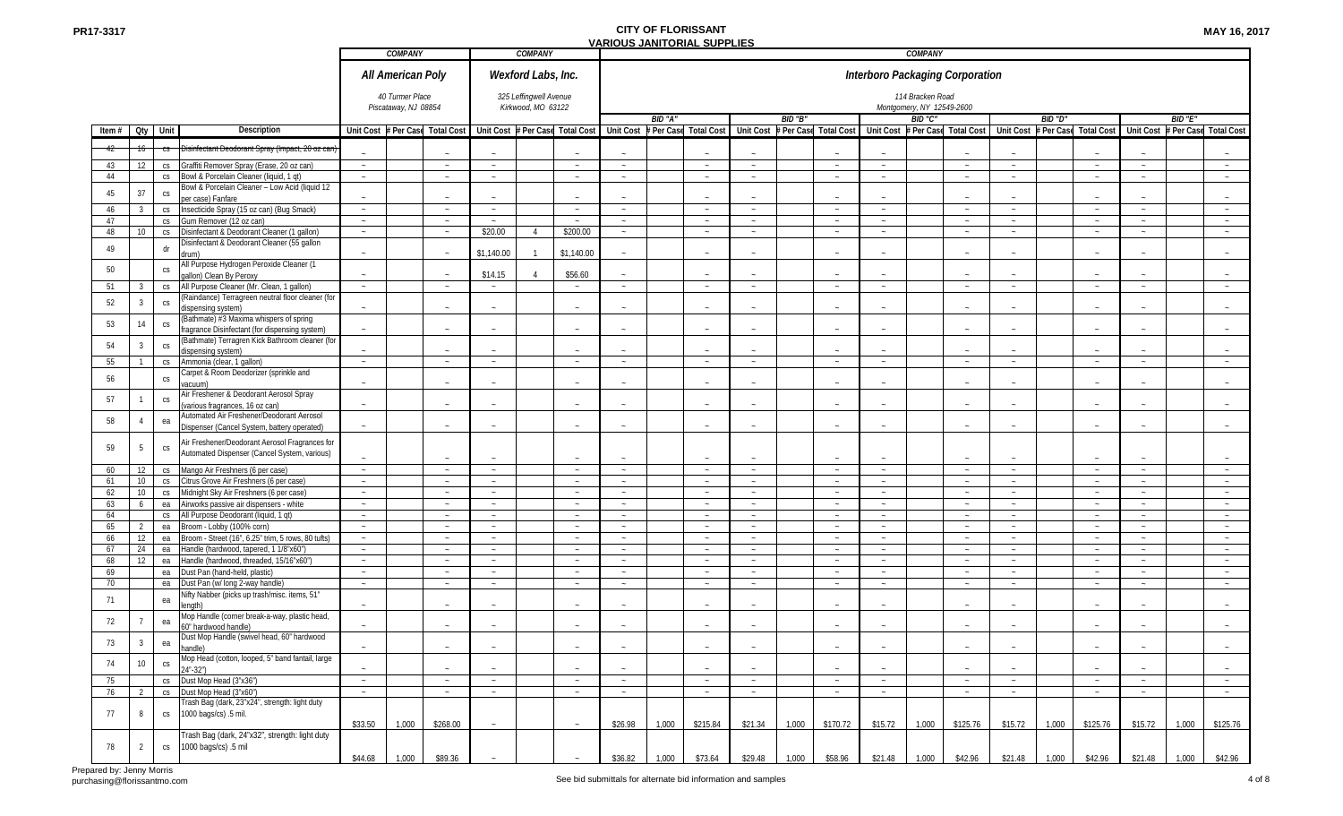# CITY OF FLORISSANT

## VARIOUS JANITORIAL SUPPLIES

PR17-3317 MAY 16, 2017

| | | | | COMPANY | | | COMPANY | | | COMPANY | | | | | | | | | | | | | | |
|---|---|---|---|---|---|---|---|---|---|---|---|---|---|---|---|---|---|---|---|---|---|---|---|---|
| | | | | **All American Poly** 40 Turmer Place Piscataway, NJ 08854 | | | **Wexford Labs, Inc.** 325 Leffingwell Avenue Kirkwood, MO 63122 | | | **Interboro Packaging Corporation** 114 Bracken Road Montgomery, NY 12549-2600 | | | | | | | | | | | | | | |
| | | | | | | | | | | BID "A" | | | BID "B" | | | BID "C" | | | BID "D" | | | BID "E" | | |
| Item # | Qty | Unit | Description | Unit Cost | # Per Case | Total Cost | Unit Cost | # Per Case | Total Cost | Unit Cost | # Per Case | Total Cost | Unit Cost | # Per Case | Total Cost | Unit Cost | # Per Case | Total Cost | Unit Cost | # Per Case | Total Cost | Unit Cost | # Per Case | Total Cost |
| ~~42~~ | ~~16~~ | ~~cs~~ | ~~Disinfectant Deodorant Spray (Impact, 20 oz can)~~ | - | | - | - | | - | - | | - | - | | - | - | | - | - | | - | - | | - |
| 43 | 12 | cs | Graffiti Remover Spray (Erase, 20 oz can) | - | | - | - | | - | - | | - | - | | - | - | | - | - | | - | - | | - |
| 44 | | cs | Bowl & Porcelain Cleaner (liquid, 1 qt) | - | | - | - | | - | - | | - | - | | - | - | | - | - | | - | - | | - |
| 45 | 37 | cs | Bowl & Porcelain Cleaner – Low Acid (liquid 12 per case) Fanfare | - | | - | - | | - | - | | - | - | | - | - | | - | - | | - | - | | - |
| 46 | 3 | cs | Insecticide Spray (15 oz can) (Bug Smack) | - | | - | - | | - | - | | - | - | | - | - | | - | - | | - | - | | - |
| 47 | | cs | Gum Remover (12 oz can) | - | | - | - | | - | - | | - | - | | - | - | | - | - | | - | - | | - |
| 48 | 10 | cs | Disinfectant & Deodorant Cleaner (1 gallon) | - | | - | $20.00 | 4 | $200.00 | - | | - | - | | - | - | | - | - | | - | - | | - |
| 49 | | dr | Disinfectant & Deodorant Cleaner (55 gallon drum) | - | | - | $1,140.00 | 1 | $1,140.00 | - | | - | - | | - | - | | - | - | | - | - | | - |
| 50 | | cs | All Purpose Hydrogen Peroxide Cleaner (1 gallon) Clean By Peroxy | - | | - | $14.15 | 4 | $56.60 | - | | - | - | | - | - | | - | - | | - | - | | - |
| 51 | 3 | cs | All Purpose Cleaner (Mr. Clean, 1 gallon) | - | | - | - | | - | - | | - | - | | - | - | | - | - | | - | - | | - |
| 52 | 3 | cs | (Raindance) Terragreen neutral floor cleaner (for dispensing system) | - | | - | - | | - | - | | - | - | | - | - | | - | - | | - | - | | - |
| 53 | 14 | cs | (Bathmate) #3 Maxima whispers of spring fragrance Disinfectant (for dispensing system) | - | | - | - | | - | - | | - | - | | - | - | | - | - | | - | - | | - |
| 54 | 3 | cs | (Bathmate) Terragren Kick Bathroom cleaner (for dispensing system) | - | | - | - | | - | - | | - | - | | - | - | | - | - | | - | - | | - |
| 55 | 1 | cs | Ammonia (clear, 1 gallon) | - | | - | - | | - | - | | - | - | | - | - | | - | - | | - | - | | - |
| 56 | | cs | Carpet & Room Deodorizer (sprinkle and vacuum) | - | | - | - | | - | - | | - | - | | - | - | | - | - | | - | - | | - |
| 57 | 1 | cs | Air Freshener & Deodorant Aerosol Spray (various fragrances, 16 oz can) | - | | - | - | | - | - | | - | - | | - | - | | - | - | | - | - | | - |
| 58 | 4 | ea | Automated Air Freshener/Deodorant Aerosol Dispenser (Cancel System, battery operated) | - | | - | - | | - | - | | - | - | | - | - | | - | - | | - | - | | - |
| 59 | 5 | cs | Air Freshener/Deodorant Aerosol Fragrances for Automated Dispenser (Cancel System, various) | - | | - | - | | - | - | | - | - | | - | - | | - | - | | - | - | | - |
| 60 | 12 | cs | Mango Air Freshners (6 per case) | - | | - | - | | - | - | | - | - | | - | - | | - | - | | - | - | | - |
| 61 | 10 | cs | Citrus Grove Air Freshners (6 per case) | - | | - | - | | - | - | | - | - | | - | - | | - | - | | - | - | | - |
| 62 | 10 | cs | Midnight Sky Air Freshners (6 per case) | - | | - | - | | - | - | | - | - | | - | - | | - | - | | - | - | | - |
| 63 | 6 | ea | Airworks passive air dispensers - white | - | | - | - | | - | - | | - | - | | - | - | | - | - | | - | - | | - |
| 64 | | cs | All Purpose Deodorant (liquid, 1 qt) | - | | - | - | | - | - | | - | - | | - | - | | - | - | | - | - | | - |
| 65 | 2 | ea | Broom - Lobby (100% corn) | - | | - | - | | - | - | | - | - | | - | - | | - | - | | - | - | | - |
| 66 | 12 | ea | Broom - Street (16", 6.25" trim, 5 rows, 80 tufts) | - | | - | - | | - | - | | - | - | | - | - | | - | - | | - | - | | - |
| 67 | 24 | ea | Handle (hardwood, tapered, 1 1/8"x60") | - | | - | - | | - | - | | - | - | | - | - | | - | - | | - | - | | - |
| 68 | 12 | ea | Handle (hardwood, threaded, 15/16"x60") | - | | - | - | | - | - | | - | - | | - | - | | - | - | | - | - | | - |
| 69 | | ea | Dust Pan (hand-held, plastic) | - | | - | - | | - | - | | - | - | | - | - | | - | - | | - | - | | - |
| 70 | | ea | Dust Pan (w/ long 2-way handle) | - | | - | - | | - | - | | - | - | | - | - | | - | - | | - | - | | - |
| 71 | | ea | Nifty Nabber (picks up trash/misc. items, 51" length) | - | | - | - | | - | - | | - | - | | - | - | | - | - | | - | - | | - |
| 72 | 7 | ea | Mop Handle (corner break-a-way, plastic head, 60" hardwood handle) | - | | - | - | | - | - | | - | - | | - | - | | - | - | | - | - | | - |
| 73 | 3 | ea | Dust Mop Handle (swivel head, 60" hardwood handle) | - | | - | - | | - | - | | - | - | | - | - | | - | - | | - | - | | - |
| 74 | 10 | cs | Mop Head (cotton, looped, 5" band fantail, large 24"-32") | - | | - | - | | - | - | | - | - | | - | - | | - | - | | - | - | | - |
| 75 | | cs | Dust Mop Head (3"x36") | - | | - | - | | - | - | | - | - | | - | - | | - | - | | - | - | | - |
| 76 | 2 | cs | Dust Mop Head (3"x60") | - | | - | - | | - | - | | - | - | | - | - | | - | - | | - | - | | - |
| 77 | 8 | cs | Trash Bag (dark, 23"x24", strength: light duty 1000 bags/cs) .5 mil. | $33.50 | 1,000 | $268.00 | - | | - | $26.98 | 1,000 | $215.84 | $21.34 | 1,000 | $170.72 | $15.72 | 1,000 | $125.76 | $15.72 | 1,000 | $125.76 | $15.72 | 1,000 | $125.76 |
| 78 | 2 | cs | Trash Bag (dark, 24"x32", strength: light duty 1000 bags/cs) .5 mil | $44.68 | 1,000 | $89.36 | - | | - | $36.82 | 1,000 | $73.64 | $29.48 | 1,000 | $58.96 | $21.48 | 1,000 | $42.96 | $21.48 | 1,000 | $42.96 | $21.48 | 1,000 | $42.96 |

Prepared by: Jenny Morris
purchasing@florissantmo.com

See bid submittals for alternate bid information and samples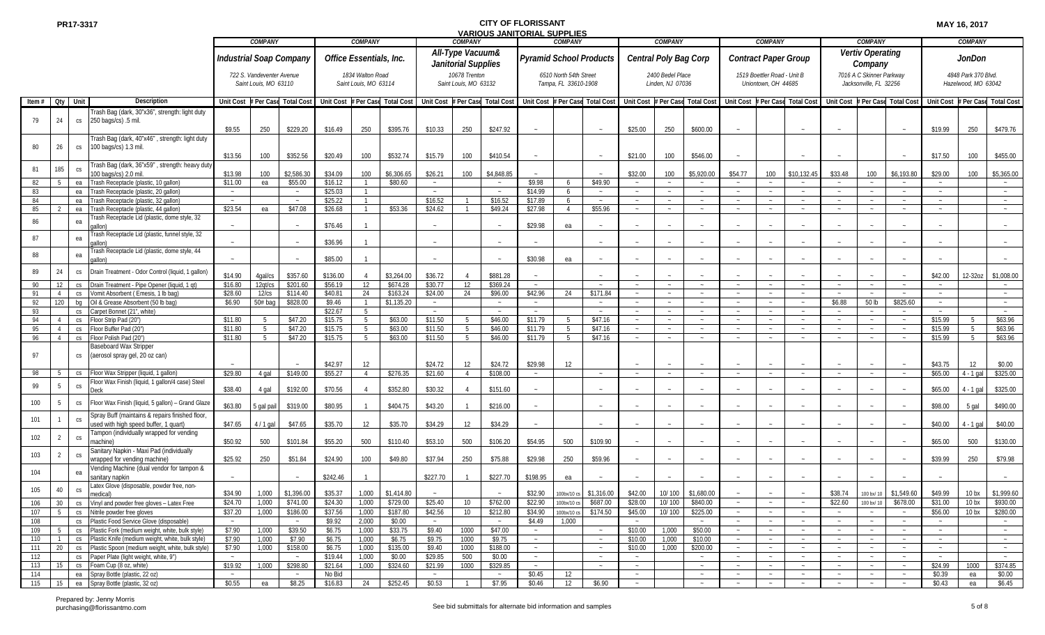PR17-3317

# CITY OF FLORISSANT
## VARIOUS JANITORIAL SUPPLIES

MAY 16, 2017

| Item # | Qty | Unit | Description | Industrial Soap Company<br>722 S. Vandeventer Avenue<br>Saint Louis, MO 63110 | | | Office Essentials, Inc.<br>1834 Walton Road<br>Saint Louis, MO 63114 | | | All-Type Vacuum& Janitorial Supplies<br>10678 Trenton<br>Saint Louis, MO 63132 | | | Pyramid School Products<br>6510 North 54th Street<br>Tampa, FL 33610-1908 | | | Central Poly Bag Corp<br>2400 Bedel Place<br>Linden, NJ 07036 | | | Contract Paper Group<br>1519 Boettler Road - Unit B<br>Uniontown, OH 44685 | | | Vertiv Operating Company<br>7016 A C Skinner Parkway<br>Jacksonville, FL 32256 | | | JonDon<br>4848 Park 370 Blvd.<br>Hazelwood, MO 63042 | | |
|---|---|---|---|---|---|---|---|---|---|---|---|---|---|---|---|---|---|---|---|---|---|---|---|---|---|---|---|
| | | | | Unit Cost | # Per Case | Total Cost | Unit Cost | # Per Case | Total Cost | Unit Cost | # Per Case | Total Cost | Unit Cost | # Per Case | Total Cost | Unit Cost | # Per Case | Total Cost | Unit Cost | # Per Case | Total Cost | Unit Cost | # Per Case | Total Cost | Unit Cost | # Per Case | Total Cost |
| 79 | 24 | cs | Trash Bag (dark, 30"x36", strength: light duty 250 bags/cs) .5 mil. | $9.55 | 250 | $229.20 | $16.49 | 250 | $395.76 | $10.33 | 250 | $247.92 | ~ | | ~ | $25.00 | 250 | $600.00 | ~ | | ~ | ~ | | ~ | $19.99 | 250 | $479.76 |
| 80 | 26 | cs | Trash Bag (dark, 40"x46" , strength: light duty 100 bags/cs) 1.3 mil. | $13.56 | 100 | $352.56 | $20.49 | 100 | $532.74 | $15.79 | 100 | $410.54 | ~ | | ~ | $21.00 | 100 | $546.00 | ~ | | ~ | ~ | | ~ | $17.50 | 100 | $455.00 |
| 81 | 185 | cs | Trash Bag (dark, 36"x59" , strength: heavy duty 100 bags/cs) 2.0 mil. | $13.98 | 100 | $2,586.30 | $34.09 | 100 | $6,306.65 | $26.21 | 100 | $4,848.85 | ~ | | ~ | $32.00 | 100 | $5,920.00 | $54.77 | 100 | $10,132.45 | $33.48 | 100 | $6,193.80 | $29.00 | 100 | $5,365.00 |
| 82 | 5 | ea | Trash Receptacle (plastic, 10 gallon) | $11.00 | ea | $55.00 | $16.12 | 1 | $80.60 | ~ | | ~ | $9.98 | 6 | $49.90 | ~ | ~ | ~ | ~ | ~ | ~ | ~ | ~ | ~ | ~ | | ~ |
| 83 | | ea | Trash Receptacle (plastic, 20 gallon) | ~ | | ~ | $25.03 | 1 | | ~ | | ~ | $14.99 | 6 | ~ | ~ | ~ | ~ | ~ | ~ | ~ | ~ | ~ | ~ | ~ | | ~ |
| 84 | | ea | Trash Receptacle (plastic, 32 gallon) | ~ | | ~ | $25.22 | 1 | | $16.52 | 1 | $16.52 | $17.89 | 6 | ~ | ~ | ~ | ~ | ~ | ~ | ~ | ~ | ~ | ~ | ~ | | ~ |
| 85 | 2 | ea | Trash Receptacle (plastic, 44 gallon) | $23.54 | ea | $47.08 | $26.68 | 1 | $53.36 | $24.62 | 1 | $49.24 | $27.98 | 4 | $55.96 | ~ | ~ | ~ | ~ | ~ | ~ | ~ | ~ | ~ | ~ | | ~ |
| 86 | | ea | Trash Receptacle Lid (plastic, dome style, 32 gallon) | ~ | | ~ | $76.46 | 1 | | ~ | | ~ | $29.98 | ea | ~ | ~ | ~ | ~ | ~ | ~ | ~ | ~ | ~ | ~ | ~ | | ~ |
| 87 | | ea | Trash Receptacle Lid (plastic, funnel style, 32 gallon) | ~ | | ~ | $36.96 | 1 | | ~ | | ~ | ~ | | ~ | ~ | ~ | ~ | ~ | ~ | ~ | ~ | ~ | ~ | ~ | | ~ |
| 88 | | ea | Trash Receptacle Lid (plastic, dome style, 44 gallon) | ~ | | ~ | $85.00 | 1 | | ~ | | ~ | $30.98 | ea | ~ | ~ | ~ | ~ | ~ | ~ | ~ | ~ | ~ | ~ | ~ | | ~ |
| 89 | 24 | cs | Drain Treatment - Odor Control (liquid, 1 gallon) | $14.90 | 4gal/cs | $357.60 | $136.00 | 4 | $3,264.00 | $36.72 | 4 | $881.28 | ~ | | ~ | ~ | ~ | ~ | ~ | ~ | ~ | ~ | ~ | ~ | $42.00 | 12-32oz | $1,008.00 |
| 90 | 12 | cs | Drain Treatment - Pipe Opener (liquid, 1 qt) | $16.80 | 12qt/cs | $201.60 | $56.19 | 12 | $674.28 | $30.77 | 12 | $369.24 | ~ | | ~ | ~ | ~ | ~ | ~ | ~ | ~ | ~ | ~ | ~ | ~ | | ~ |
| 91 | 4 | cs | Vomit Absorbent ( Emesis, 1 lb bag) | $28.60 | 12/cs | $114.40 | $40.81 | 24 | $163.24 | $24.00 | 24 | $96.00 | $42.96 | 24 | $171.84 | ~ | ~ | ~ | ~ | ~ | ~ | ~ | ~ | ~ | ~ | | ~ |
| 92 | 120 | bg | Oil & Grease Absorbent (50 lb bag) | $6.90 | 50# bag | $828.00 | $9.46 | 1 | $1,135.20 | ~ | | ~ | ~ | | ~ | ~ | ~ | ~ | ~ | ~ | ~ | $6.88 | 50 lb | $825.60 | ~ | | ~ |
| 93 | | cs | Carpet Bonnet (21", white) | | | | $22.67 | 5 | | ~ | | ~ | ~ | | ~ | ~ | ~ | ~ | ~ | ~ | ~ | ~ | ~ | ~ | ~ | | ~ |
| 94 | 4 | cs | Floor Strip Pad (20") | $11.80 | 5 | $47.20 | $15.75 | 5 | $63.00 | $11.50 | 5 | $46.00 | $11.79 | 5 | $47.16 | ~ | ~ | ~ | ~ | ~ | ~ | ~ | ~ | ~ | $15.99 | 5 | $63.96 |
| 95 | 4 | cs | Floor Buffer Pad (20") | $11.80 | 5 | $47.20 | $15.75 | 5 | $63.00 | $11.50 | 5 | $46.00 | $11.79 | 5 | $47.16 | ~ | ~ | ~ | ~ | ~ | ~ | ~ | ~ | ~ | $15.99 | 5 | $63.96 |
| 96 | 4 | cs | Floor Polish Pad (20") | $11.80 | 5 | $47.20 | $15.75 | 5 | $63.00 | $11.50 | 5 | $46.00 | $11.79 | 5 | $47.16 | ~ | ~ | ~ | ~ | ~ | ~ | ~ | ~ | ~ | $15.99 | 5 | $63.96 |
| 97 | | cs | Baseboard Wax Stripper (aerosol spray gel, 20 oz can) | ~ | | ~ | $42.97 | 12 | | $24.72 | 12 | $24.72 | $29.98 | 12 | | ~ | ~ | ~ | ~ | ~ | ~ | ~ | ~ | ~ | $43.75 | 12 | $0.00 |
| 98 | 5 | cs | Floor Wax Stripper (liquid, 1 gallon) | $29.80 | 4 gal | $149.00 | $55.27 | 4 | $276.35 | $21.60 | 4 | $108.00 | ~ | | ~ | ~ | ~ | ~ | ~ | ~ | ~ | ~ | ~ | ~ | $65.00 | 4 - 1 gal | $325.00 |
| 99 | 5 | cs | Floor Wax Finish (liquid, 1 gallon/4 case) Steel Deck | $38.40 | 4 gal | $192.00 | $70.56 | 4 | $352.80 | $30.32 | 4 | $151.60 | ~ | | ~ | ~ | ~ | ~ | ~ | ~ | ~ | ~ | ~ | ~ | $65.00 | 4 - 1 gal | $325.00 |
| 100 | 5 | cs | Floor Wax Finish (liquid, 5 gallon) – Grand Glaze | $63.80 | 5 gal pail | $319.00 | $80.95 | 1 | $404.75 | $43.20 | 1 | $216.00 | ~ | | ~ | ~ | ~ | ~ | ~ | ~ | ~ | ~ | ~ | ~ | $98.00 | 5 gal | $490.00 |
| 101 | 1 | cs | Spray Buff (maintains & repairs finished floor, used with high speed buffer, 1 quart) | $47.65 | 4 / 1 gal | $47.65 | $35.70 | 12 | $35.70 | $34.29 | 12 | $34.29 | ~ | | ~ | ~ | ~ | ~ | ~ | ~ | ~ | ~ | ~ | ~ | $40.00 | 4 - 1 gal | $40.00 |
| 102 | 2 | cs | Tampon (individually wrapped for vending machine) | $50.92 | 500 | $101.84 | $55.20 | 500 | $110.40 | $53.10 | 500 | $106.20 | $54.95 | 500 | $109.90 | ~ | ~ | ~ | ~ | ~ | ~ | ~ | ~ | ~ | $65.00 | 500 | $130.00 |
| 103 | 2 | cs | Sanitary Napkin - Maxi Pad (individually wrapped for vending machine) | $25.92 | 250 | $51.84 | $24.90 | 100 | $49.80 | $37.94 | 250 | $75.88 | $29.98 | 250 | $59.96 | ~ | ~ | ~ | ~ | ~ | ~ | ~ | ~ | ~ | $39.99 | 250 | $79.98 |
| 104 | | ea | Vending Machine (dual vendor for tampon & sanitary napkin | ~ | | ~ | $242.46 | 1 | | $227.70 | 1 | $227.70 | $198.95 | ea | ~ | ~ | ~ | ~ | ~ | ~ | ~ | ~ | ~ | ~ | ~ | | ~ |
| 105 | 40 | cs | Latex Glove (disposable, powder free, non-medical) | $34.90 | 1,000 | $1,396.00 | $35.37 | 1,000 | $1,414.80 | ~ | | ~ | $32.90 | 100bx/10 cs | $1,316.00 | $42.00 | 10/ 100 | $1,680.00 | ~ | ~ | ~ | $38.74 | 100 bx/ 10 | $1,549.60 | $49.99 | 10 bx | $1,999.60 |
| 106 | 30 | cs | Vinyl and powder free gloves – Latex Free | $24.70 | 1,000 | $741.00 | $24.30 | 1,000 | $729.00 | $25.40 | 10 | $762.00 | $22.90 | 100bx/10 cs | $687.00 | $28.00 | 10/ 100 | $840.00 | ~ | ~ | ~ | $22.60 | 100 bx/ 10 | $678.00 | $31.00 | 10 bx | $930.00 |
| 107 | 5 | cs | Nitrile powder free gloves | $37.20 | 1,000 | $186.00 | $37.56 | 1,000 | $187.80 | $42.56 | 10 | $212.80 | $34.90 | 100bx/10 cs | $174.50 | $45.00 | 10/ 100 | $225.00 | ~ | ~ | ~ | ~ | ~ | ~ | $56.00 | 10 bx | $280.00 |
| 108 | | cs | Plastic Food Service Glove (disposable) | ~ | | ~ | $9.92 | 2,000 | $0.00 | ~ | | ~ | $4.49 | 1,000 | | ~ | | ~ | ~ | ~ | ~ | ~ | ~ | ~ | ~ | | ~ |
| 109 | 5 | cs | Plastic Fork (medium weight, white, bulk style) | $7.90 | 1,000 | $39.50 | $6.75 | 1,000 | $33.75 | $9.40 | 1000 | $47.00 | ~ | | ~ | $10.00 | 1,000 | $50.00 | ~ | ~ | ~ | ~ | ~ | ~ | ~ | | ~ |
| 110 | 1 | cs | Plastic Knife (medium weight, white, bulk style) | $7.90 | 1,000 | $7.90 | $6.75 | 1,000 | $6.75 | $9.75 | 1000 | $9.75 | ~ | | ~ | $10.00 | 1,000 | $10.00 | ~ | ~ | ~ | ~ | ~ | ~ | ~ | | ~ |
| 111 | 20 | cs | Plastic Spoon (medium weight, white, bulk style) | $7.90 | 1,000 | $158.00 | $6.75 | 1,000 | $135.00 | $9.40 | 1000 | $188.00 | ~ | | ~ | $10.00 | 1,000 | $200.00 | ~ | ~ | ~ | ~ | ~ | ~ | ~ | | ~ |
| 112 | | cs | Paper Plate (light weight, white, 9") | ~ | | ~ | $19.44 | 1,000 | $0.00 | $29.85 | 500 | $0.00 | ~ | | ~ | ~ | | ~ | ~ | ~ | ~ | ~ | ~ | ~ | ~ | | ~ |
| 113 | 15 | cs | Foam Cup (8 oz, white) | $19.92 | 1,000 | $298.80 | $21.64 | 1,000 | $324.60 | $21.99 | 1000 | $329.85 | ~ | | ~ | ~ | | ~ | ~ | ~ | ~ | ~ | ~ | ~ | $24.99 | 1000 | $374.85 |
| 114 | | ea | Spray Bottle (plastic, 22 oz) | ~ | | ~ | No Bid | | | ~ | | ~ | $0.45 | 12 | | ~ | | ~ | ~ | ~ | ~ | ~ | ~ | ~ | $0.39 | ea | $0.00 |
| 115 | 15 | ea | Spray Bottle (plastic, 32 oz) | $0.55 | ea | $8.25 | $16.83 | 24 | $252.45 | $0.53 | 1 | $7.95 | $0.46 | 12 | $6.90 | ~ | | ~ | ~ | ~ | ~ | ~ | ~ | ~ | $0.43 | ea | $6.45 |

Prepared by: Jenny Morris
purchasing@florissantmo.com

See bid submittals for alternate bid information and samples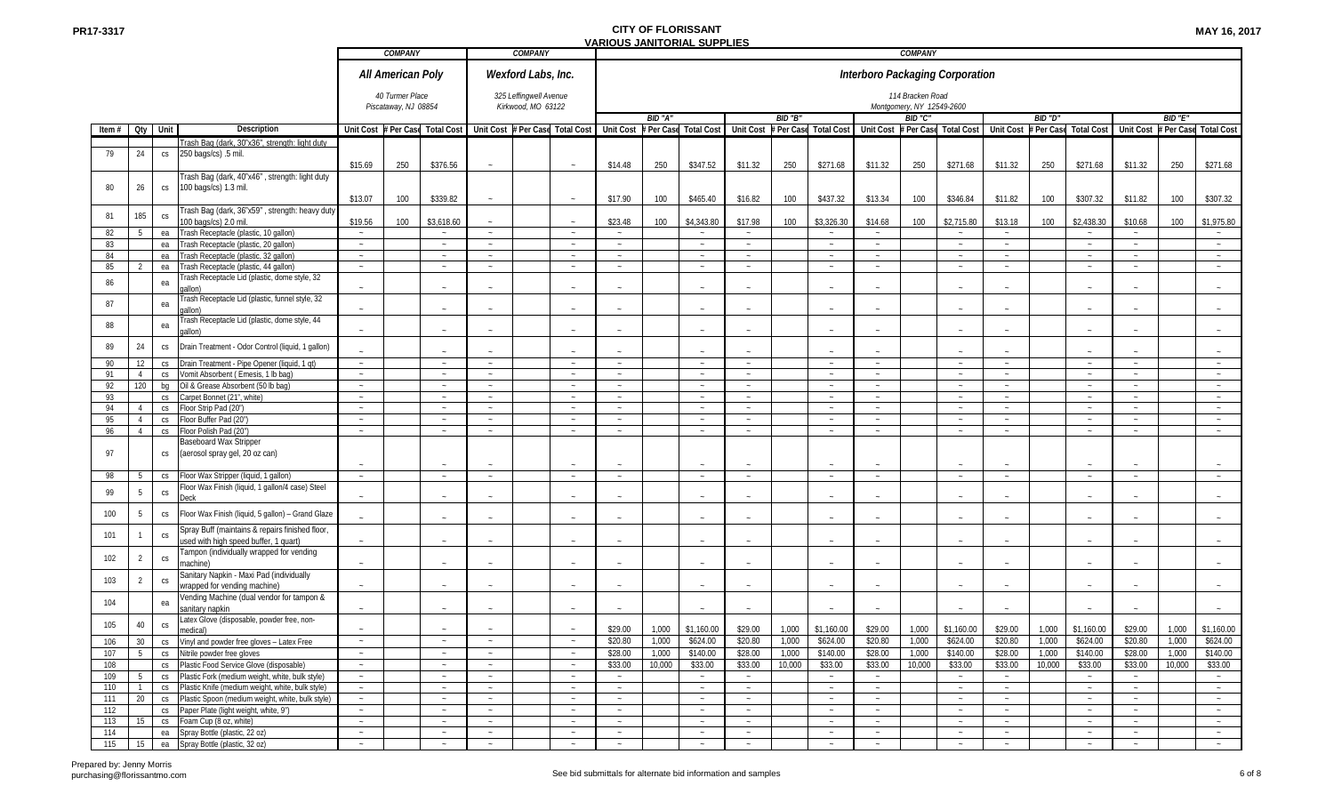PR17-3317

# CITY OF FLORISSANT
## VARIOUS JANITORIAL SUPPLIES

MAY 16, 2017

| | | | | COMPANY | | | COMPANY | | | COMPANY | | | | | | | | | | | | | | |
|---|---|---|---|---|---|---|---|---|---|---|---|---|---|---|---|---|---|---|---|---|---|---|---|---|
| | | | | ***All American Poly*** 40 Turmer Place Piscataway, NJ 08854 | | | ***Wexford Labs, Inc.*** 325 Leffingwell Avenue Kirkwood, MO 63122 | | | ***Interboro Packaging Corporation*** 114 Bracken Road Montgomery, NY 12549-2600 | | | | | | | | | | | | | | |
| | | | | | | | | | | BID "A" | | | BID "B" | | | BID "C" | | | BID "D" | | | BID "E" | | |
| Item # | Qty | Unit | Description | Unit Cost | # Per Case | Total Cost | Unit Cost | # Per Case | Total Cost | Unit Cost | # Per Case | Total Cost | Unit Cost | # Per Case | Total Cost | Unit Cost | # Per Case | Total Cost | Unit Cost | # Per Case | Total Cost | Unit Cost | # Per Case | Total Cost |
| 79 | 24 | cs | Trash Bag (dark, 30"x36", strength: light duty 250 bags/cs) .5 mil. | $15.69 | 250 | $376.56 | ~ | | ~ | $14.48 | 250 | $347.52 | $11.32 | 250 | $271.68 | $11.32 | 250 | $271.68 | $11.32 | 250 | $271.68 | $11.32 | 250 | $271.68 |
| 80 | 26 | cs | Trash Bag (dark, 40"x46" , strength: light duty 100 bags/cs) 1.3 mil. | $13.07 | 100 | $339.82 | ~ | | ~ | $17.90 | 100 | $465.40 | $16.82 | 100 | $437.32 | $13.34 | 100 | $346.84 | $11.82 | 100 | $307.32 | $11.82 | 100 | $307.32 |
| 81 | 185 | cs | Trash Bag (dark, 36"x59" , strength: heavy duty 100 bags/cs) 2.0 mil. | $19.56 | 100 | $3,618.60 | ~ | | ~ | $23.48 | 100 | $4,343.80 | $17.98 | 100 | $3,326.30 | $14.68 | 100 | $2,715.80 | $13.18 | 100 | $2,438.30 | $10.68 | 100 | $1,975.80 |
| 82 | 5 | ea | Trash Receptacle (plastic, 10 gallon) | ~ | | ~ | ~ | | ~ | ~ | | ~ | ~ | | ~ | ~ | | ~ | ~ | | ~ | ~ | | ~ |
| 83 | | ea | Trash Receptacle (plastic, 20 gallon) | ~ | | ~ | ~ | | ~ | ~ | | ~ | ~ | | ~ | ~ | | ~ | ~ | | ~ | ~ | | ~ |
| 84 | | ea | Trash Receptacle (plastic, 32 gallon) | ~ | | ~ | ~ | | ~ | ~ | | ~ | ~ | | ~ | ~ | | ~ | ~ | | ~ | ~ | | ~ |
| 85 | 2 | ea | Trash Receptacle (plastic, 44 gallon) | ~ | | ~ | ~ | | ~ | ~ | | ~ | ~ | | ~ | ~ | | ~ | ~ | | ~ | ~ | | ~ |
| 86 | | ea | Trash Receptacle Lid (plastic, dome style, 32 gallon) | ~ | | ~ | ~ | | ~ | ~ | | ~ | ~ | | ~ | ~ | | ~ | ~ | | ~ | ~ | | ~ |
| 87 | | ea | Trash Receptacle Lid (plastic, funnel style, 32 gallon) | ~ | | ~ | ~ | | ~ | ~ | | ~ | ~ | | ~ | ~ | | ~ | ~ | | ~ | ~ | | ~ |
| 88 | | ea | Trash Receptacle Lid (plastic, dome style, 44 gallon) | ~ | | ~ | ~ | | ~ | ~ | | ~ | ~ | | ~ | ~ | | ~ | ~ | | ~ | ~ | | ~ |
| 89 | 24 | cs | Drain Treatment - Odor Control (liquid, 1 gallon) | ~ | | ~ | ~ | | ~ | ~ | | ~ | ~ | | ~ | ~ | | ~ | ~ | | ~ | ~ | | ~ |
| 90 | 12 | cs | Drain Treatment - Pipe Opener (liquid, 1 qt) | ~ | | ~ | ~ | | ~ | ~ | | ~ | ~ | | ~ | ~ | | ~ | ~ | | ~ | ~ | | ~ |
| 91 | 4 | cs | Vomit Absorbent ( Emesis, 1 lb bag) | ~ | | ~ | ~ | | ~ | ~ | | ~ | ~ | | ~ | ~ | | ~ | ~ | | ~ | ~ | | ~ |
| 92 | 120 | bg | Oil & Grease Absorbent (50 lb bag) | ~ | | ~ | ~ | | ~ | ~ | | ~ | ~ | | ~ | ~ | | ~ | ~ | | ~ | ~ | | ~ |
| 93 | | cs | Carpet Bonnet (21", white) | ~ | | ~ | ~ | | ~ | ~ | | ~ | ~ | | ~ | ~ | | ~ | ~ | | ~ | ~ | | ~ |
| 94 | 4 | cs | Floor Strip Pad (20") | ~ | | ~ | ~ | | ~ | ~ | | ~ | ~ | | ~ | ~ | | ~ | ~ | | ~ | ~ | | ~ |
| 95 | 4 | cs | Floor Buffer Pad (20") | ~ | | ~ | ~ | | ~ | ~ | | ~ | ~ | | ~ | ~ | | ~ | ~ | | ~ | ~ | | ~ |
| 96 | 4 | cs | Floor Polish Pad (20") | ~ | | ~ | ~ | | ~ | ~ | | ~ | ~ | | ~ | ~ | | ~ | ~ | | ~ | ~ | | ~ |
| 97 | | cs | Baseboard Wax Stripper (aerosol spray gel, 20 oz can) | ~ | | ~ | ~ | | ~ | ~ | | ~ | ~ | | ~ | ~ | | ~ | ~ | | ~ | ~ | | ~ |
| 98 | 5 | cs | Floor Wax Stripper (liquid, 1 gallon) | ~ | | ~ | ~ | | ~ | ~ | | ~ | ~ | | ~ | ~ | | ~ | ~ | | ~ | ~ | | ~ |
| 99 | 5 | cs | Floor Wax Finish (liquid, 1 gallon/4 case) Steel Deck | ~ | | ~ | ~ | | ~ | ~ | | ~ | ~ | | ~ | ~ | | ~ | ~ | | ~ | ~ | | ~ |
| 100 | 5 | cs | Floor Wax Finish (liquid, 5 gallon) – Grand Glaze | ~ | | ~ | ~ | | ~ | ~ | | ~ | ~ | | ~ | ~ | | ~ | ~ | | ~ | ~ | | ~ |
| 101 | 1 | cs | Spray Buff (maintains & repairs finished floor, used with high speed buffer, 1 quart) | ~ | | ~ | ~ | | ~ | ~ | | ~ | ~ | | ~ | ~ | | ~ | ~ | | ~ | ~ | | ~ |
| 102 | 2 | cs | Tampon (individually wrapped for vending machine) | ~ | | ~ | ~ | | ~ | ~ | | ~ | ~ | | ~ | ~ | | ~ | ~ | | ~ | ~ | | ~ |
| 103 | 2 | cs | Sanitary Napkin - Maxi Pad (individually wrapped for vending machine) | ~ | | ~ | ~ | | ~ | ~ | | ~ | ~ | | ~ | ~ | | ~ | ~ | | ~ | ~ | | ~ |
| 104 | | ea | Vending Machine (dual vendor for tampon & sanitary napkin | ~ | | ~ | ~ | | ~ | ~ | | ~ | ~ | | ~ | ~ | | ~ | ~ | | ~ | ~ | | ~ |
| 105 | 40 | cs | Latex Glove (disposable, powder free, non-medical) | ~ | | ~ | ~ | | ~ | $29.00 | 1,000 | $1,160.00 | $29.00 | 1,000 | $1,160.00 | $29.00 | 1,000 | $1,160.00 | $29.00 | 1,000 | $1,160.00 | $29.00 | 1,000 | $1,160.00 |
| 106 | 30 | cs | Vinyl and powder free gloves – Latex Free | ~ | | ~ | ~ | | ~ | $20.80 | 1,000 | $624.00 | $20.80 | 1,000 | $624.00 | $20.80 | 1,000 | $624.00 | $20.80 | 1,000 | $624.00 | $20.80 | 1,000 | $624.00 |
| 107 | 5 | cs | Nitrile powder free gloves | ~ | | ~ | ~ | | ~ | $28.00 | 1,000 | $140.00 | $28.00 | 1,000 | $140.00 | $28.00 | 1,000 | $140.00 | $28.00 | 1,000 | $140.00 | $28.00 | 1,000 | $140.00 |
| 108 | | cs | Plastic Food Service Glove (disposable) | ~ | | ~ | ~ | | ~ | $33.00 | 10,000 | $33.00 | $33.00 | 10,000 | $33.00 | $33.00 | 10,000 | $33.00 | $33.00 | 10,000 | $33.00 | $33.00 | 10,000 | $33.00 |
| 109 | 5 | cs | Plastic Fork (medium weight, white, bulk style) | ~ | | ~ | ~ | | ~ | ~ | | ~ | ~ | | ~ | ~ | | ~ | ~ | | ~ | ~ | | ~ |
| 110 | 1 | cs | Plastic Knife (medium weight, white, bulk style) | ~ | | ~ | ~ | | ~ | ~ | | ~ | ~ | | ~ | ~ | | ~ | ~ | | ~ | ~ | | ~ |
| 111 | 20 | cs | Plastic Spoon (medium weight, white, bulk style) | ~ | | ~ | ~ | | ~ | ~ | | ~ | ~ | | ~ | ~ | | ~ | ~ | | ~ | ~ | | ~ |
| 112 | | cs | Paper Plate (light weight, white, 9") | ~ | | ~ | ~ | | ~ | ~ | | ~ | ~ | | ~ | ~ | | ~ | ~ | | ~ | ~ | | ~ |
| 113 | 15 | cs | Foam Cup (8 oz, white) | ~ | | ~ | ~ | | ~ | ~ | | ~ | ~ | | ~ | ~ | | ~ | ~ | | ~ | ~ | | ~ |
| 114 | | ea | Spray Bottle (plastic, 22 oz) | ~ | | ~ | ~ | | ~ | ~ | | ~ | ~ | | ~ | ~ | | ~ | ~ | | ~ | ~ | | ~ |
| 115 | 15 | ea | Spray Bottle (plastic, 32 oz) | ~ | | ~ | ~ | | ~ | ~ | | ~ | ~ | | ~ | ~ | | ~ | ~ | | ~ | ~ | | ~ |

Prepared by: Jenny Morris
purchasing@florissantmo.com

See bid submittals for alternate bid information and samples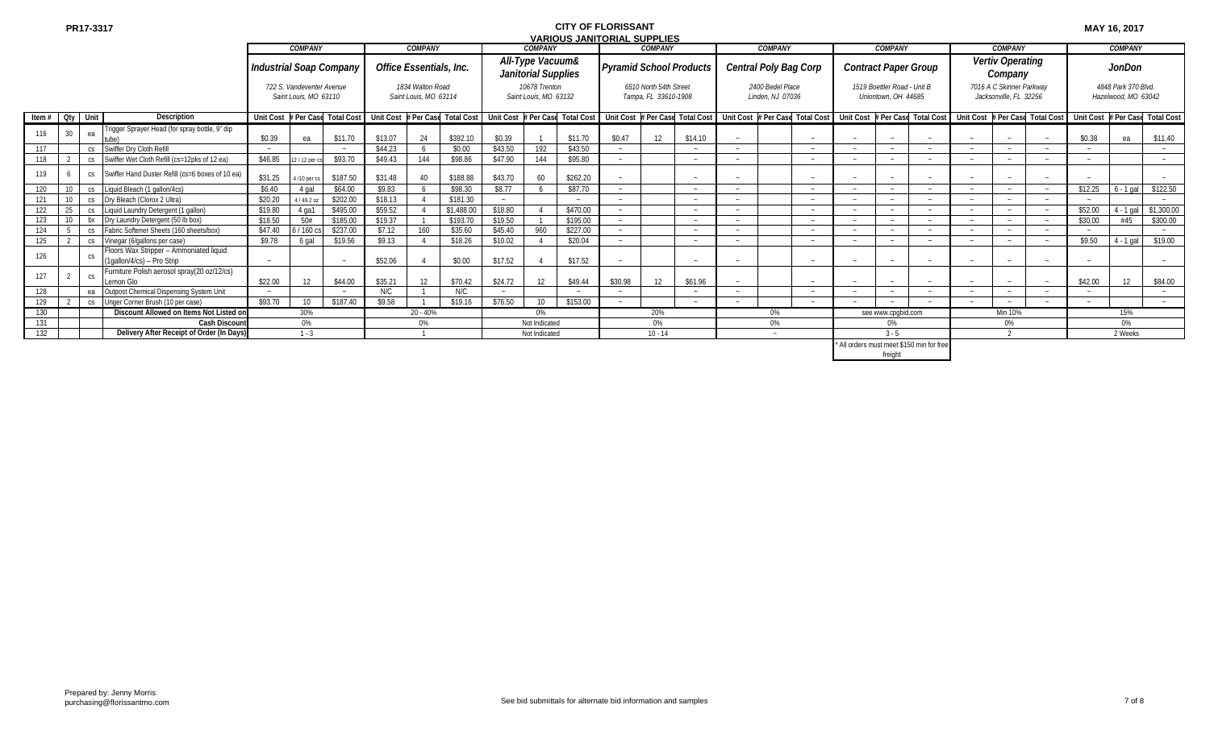PR17-3317

# CITY OF FLORISSANT
## VARIOUS JANITORIAL SUPPLIES

MAY 16, 2017

| | | | | COMPANY | | | COMPANY | | | COMPANY | | | COMPANY | | | COMPANY | | | COMPANY | | | COMPANY | | | COMPANY | | |
|---|---|---|---|---|---|---|---|---|---|---|---|---|---|---|---|---|---|---|---|---|---|---|---|---|---|---|---|
| | | | | **Industrial Soap Company** 722 S. Vandeventer Avenue Saint Louis, MO 63110 | | | **Office Essentials, Inc.** 1834 Walton Road Saint Louis, MO 63114 | | | **All-Type Vacuum& Janitorial Supplies** 10678 Trenton Saint Louis, MO 63132 | | | **Pyramid School Products** 6510 North 54th Street Tampa, FL 33610-1908 | | | **Central Poly Bag Corp** 2400 Bedel Place Linden, NJ 07036 | | | **Contract Paper Group** 1519 Boettler Road - Unit B Uniontown, OH 44685 | | | **Vertiv Operating Company** 7016 A C Skinner Parkway Jacksonville, FL 32256 | | | **JonDon** 4848 Park 370 Blvd. Hazelwood, MO 63042 | | |
| Item # | Qty | Unit | Description | Unit Cost | # Per Case | Total Cost | Unit Cost | # Per Case | Total Cost | Unit Cost | # Per Case | Total Cost | Unit Cost | # Per Case | Total Cost | Unit Cost | # Per Case | Total Cost | Unit Cost | # Per Case | Total Cost | Unit Cost | # Per Case | Total Cost | Unit Cost | # Per Case | Total Cost |
| 116 | 30 | ea | Trigger Sprayer Head (for spray bottle, 9" dip tube) | $0.39 | ea | $11.70 | $13.07 | 24 | $392.10 | $0.39 | 1 | $11.70 | $0.47 | 12 | $14.10 | ~ | | ~ | ~ | ~ | ~ | ~ | ~ | ~ | $0.38 | ea | $11.40 |
| 117 | | cs | Swiffer Dry Cloth Refill | ~ | | ~ | $44.23 | 6 | $0.00 | $43.50 | 192 | $43.50 | ~ | | ~ | ~ | | ~ | ~ | ~ | ~ | ~ | ~ | ~ | ~ | | ~ |
| 118 | 2 | cs | Swiffer Wet Cloth Refill (cs=12pks of 12 ea) | $46.85 | 12 / 12 per cs | $93.70 | $49.43 | 144 | $98.86 | $47.90 | 144 | $95.80 | ~ | | ~ | ~ | | ~ | ~ | ~ | ~ | ~ | ~ | ~ | ~ | | ~ |
| 119 | 6 | cs | Swiffer Hand Duster Refill (cs=6 boxes of 10 ea) | $31.25 | 4 /10 per cs | $187.50 | $31.48 | 40 | $188.88 | $43.70 | 60 | $262.20 | ~ | | ~ | ~ | | ~ | ~ | ~ | ~ | ~ | ~ | ~ | ~ | | ~ |
| 120 | 10 | cs | Liquid Bleach (1 gallon/4cs) | $6.40 | 4 gal | $64.00 | $9.83 | 6 | $98.30 | $8.77 | 6 | $87.70 | ~ | | ~ | ~ | | ~ | ~ | ~ | ~ | ~ | ~ | ~ | $12.25 | 6 - 1 gal | $122.50 |
| 121 | 10 | cs | Dry Bleach (Clorox 2 Ultra) | $20.20 | 4 / 49.2 oz | $202.00 | $18.13 | 4 | $181.30 | ~ | | ~ | ~ | | ~ | ~ | | ~ | ~ | ~ | ~ | ~ | ~ | ~ | ~ | | ~ |
| 122 | 25 | cs | Liquid Laundry Detergent (1 gallon) | $19.80 | 4 ga1 | $495.00 | $59.52 | 4 | $1,488.00 | $18.80 | 4 | $470.00 | ~ | | ~ | ~ | | ~ | ~ | ~ | ~ | ~ | ~ | ~ | $52.00 | 4 - 1 gal | $1,300.00 |
| 123 | 10 | bx | Dry Laundry Detergent (50 lb box) | $18.50 | 50# | $185.00 | $19.37 | 1 | $193.70 | $19.50 | 1 | $195.00 | ~ | | ~ | ~ | | ~ | ~ | ~ | ~ | ~ | ~ | ~ | $30.00 | #45 | $300.00 |
| 124 | 5 | cs | Fabric Softener Sheets (160 sheets/box) | $47.40 | 6 / 160 cs | $237.00 | $7.12 | 160 | $35.60 | $45.40 | 960 | $227.00 | ~ | | ~ | ~ | | ~ | ~ | ~ | ~ | ~ | ~ | ~ | ~ | | ~ |
| 125 | 2 | cs | Vinegar (6/gallons per case) | $9.78 | 6 gal | $19.56 | $9.13 | 4 | $18.26 | $10.02 | 4 | $20.04 | ~ | | ~ | ~ | | ~ | ~ | ~ | ~ | ~ | ~ | ~ | $9.50 | 4 - 1 gal | $19.00 |
| 126 | | cs | Floors Wax Stripper – Ammoniated liquid (1gallon/4cs) – Pro Strip | ~ | | ~ | $52.06 | 4 | $0.00 | $17.52 | 4 | $17.52 | ~ | | ~ | ~ | | ~ | ~ | ~ | ~ | ~ | ~ | ~ | ~ | | ~ |
| 127 | 2 | cs | Furniture Polish aerosol spray(20 oz/12/cs) Lemon Glo | $22.00 | 12 | $44.00 | $35.21 | 12 | $70.42 | $24.72 | 12 | $49.44 | $30.98 | 12 | $61.96 | ~ | | ~ | ~ | ~ | ~ | ~ | ~ | ~ | $42.00 | 12 | $84.00 |
| 128 | | ea | Outpost Chemical Dispensing System Unit | ~ | | ~ | N/C | 1 | N/C | ~ | | ~ | ~ | | ~ | ~ | | ~ | ~ | ~ | ~ | ~ | ~ | ~ | ~ | | ~ |
| 129 | 2 | cs | Unger Corner Brush (10 per case) | $93.70 | 10 | $187.40 | $9.58 | 1 | $19.16 | $76.50 | 10 | $153.00 | ~ | | ~ | ~ | | ~ | ~ | ~ | ~ | ~ | ~ | ~ | ~ | | ~ |
| 130 | | | Discount Allowed on Items Not Listed on | | 30% | | | 20 - 40% | | | 0% | | | 20% | | | 0% | | | see www.cpgbid.com | | | Min 10% | | | 15% | |
| 131 | | | Cash Discount | | 0% | | | 0% | | | Not Indicated | | | 0% | | | 0% | | | 0% | | | 0% | | | 0% | |
| 132 | | | Delivery After Receipt of Order (In Days) | | 1 - 3 | | | 1 | | | Not Indicated | | | 10 - 14 | | | ~ | | | 3 - 5 | | | 2 | | | 2 Weeks | |
| | | | | | | | | | | | | | | | | | | | | * All orders must meet $150 min for free freight | | | | | | | |

Prepared by: Jenny Morris
purchasing@florissantmo.com

See bid submittals for alternate bid information and samples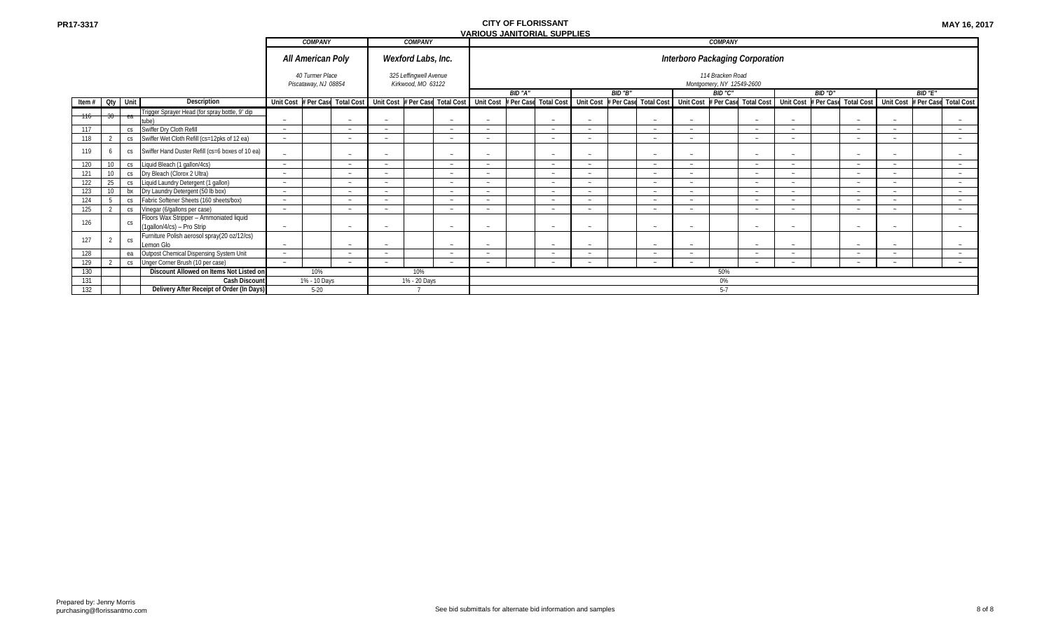PR17-3317

# CITY OF FLORISSANT
## VARIOUS JANITORIAL SUPPLIES

MAY 16, 2017

| | | | | COMPANY | | | COMPANY | | | COMPANY | | | | | | | | | | | | | | |
|---|---|---|---|---|---|---|---|---|---|---|---|---|---|---|---|---|---|---|---|---|---|---|---|---|
| | | | | *All American Poly* 40 Turmer Place Piscataway, NJ 08854 | | | *Wexford Labs, Inc.* 325 Leffingwell Avenue Kirkwood, MO 63122 | | | *Interboro Packaging Corporation* 114 Bracken Road Montgomery, NY 12549-2600 | | | | | | | | | | | | | | |
| | | | | | | | | | | BID "A" | | | BID "B" | | | BID "C" | | | BID "D" | | | BID "E" | | |
| Item # | Qty | Unit | Description | Unit Cost | # Per Case | Total Cost | Unit Cost | # Per Case | Total Cost | Unit Cost | # Per Case | Total Cost | Unit Cost | # Per Case | Total Cost | Unit Cost | # Per Case | Total Cost | Unit Cost | # Per Case | Total Cost | Unit Cost | # Per Case | Total Cost |
| ~~116~~ | ~~30~~ | ~~ea~~ | Trigger Sprayer Head (for spray bottle, 9" dip tube) | ~ | | ~ | ~ | | ~ | ~ | | ~ | ~ | | ~ | ~ | | ~ | ~ | | ~ | ~ | | ~ |
| 117 | | cs | Swiffer Dry Cloth Refill | ~ | | ~ | ~ | | ~ | ~ | | ~ | ~ | | ~ | ~ | | ~ | ~ | | ~ | ~ | | ~ |
| 118 | 2 | cs | Swiffer Wet Cloth Refill (cs=12pks of 12 ea) | ~ | | ~ | ~ | | ~ | ~ | | ~ | ~ | | ~ | ~ | | ~ | ~ | | ~ | ~ | | ~ |
| 119 | 6 | cs | Swiffer Hand Duster Refill (cs=6 boxes of 10 ea) | ~ | | ~ | ~ | | ~ | ~ | | ~ | ~ | | ~ | ~ | | ~ | ~ | | ~ | ~ | | ~ |
| 120 | 10 | cs | Liquid Bleach (1 gallon/4cs) | ~ | | ~ | ~ | | ~ | ~ | | ~ | ~ | | ~ | ~ | | ~ | ~ | | ~ | ~ | | ~ |
| 121 | 10 | cs | Dry Bleach (Clorox 2 Ultra) | ~ | | ~ | ~ | | ~ | ~ | | ~ | ~ | | ~ | ~ | | ~ | ~ | | ~ | ~ | | ~ |
| 122 | 25 | cs | Liquid Laundry Detergent (1 gallon) | ~ | | ~ | ~ | | ~ | ~ | | ~ | ~ | | ~ | ~ | | ~ | ~ | | ~ | ~ | | ~ |
| 123 | 10 | bx | Dry Laundry Detergent (50 lb box) | ~ | | ~ | ~ | | ~ | ~ | | ~ | ~ | | ~ | ~ | | ~ | ~ | | ~ | ~ | | ~ |
| 124 | 5 | cs | Fabric Softener Sheets (160 sheets/box) | ~ | | ~ | ~ | | ~ | ~ | | ~ | ~ | | ~ | ~ | | ~ | ~ | | ~ | ~ | | ~ |
| 125 | 2 | cs | Vinegar (6/gallons per case) | ~ | | ~ | ~ | | ~ | ~ | | ~ | ~ | | ~ | ~ | | ~ | ~ | | ~ | ~ | | ~ |
| 126 | | cs | Floors Wax Stripper – Ammoniated liquid (1gallon/4/cs) – Pro Strip | ~ | | ~ | ~ | | ~ | ~ | | ~ | ~ | | ~ | ~ | | ~ | ~ | | ~ | ~ | | ~ |
| 127 | 2 | cs | Furniture Polish aerosol spray(20 oz/12/cs) Lemon Glo | ~ | | ~ | ~ | | ~ | ~ | | ~ | ~ | | ~ | ~ | | ~ | ~ | | ~ | ~ | | ~ |
| 128 | | ea | Outpost Chemical Dispensing System Unit | ~ | | ~ | ~ | | ~ | ~ | | ~ | ~ | | ~ | ~ | | ~ | ~ | | ~ | ~ | | ~ |
| 129 | 2 | cs | Unger Corner Brush (10 per case) | ~ | | ~ | ~ | | ~ | ~ | | ~ | ~ | | ~ | ~ | | ~ | ~ | | ~ | ~ | | ~ |
| 130 | | | **Discount Allowed on Items Not Listed on** | 10% | | | 10% | | | 50% | | | | | | | | | | | | | | |
| 131 | | | **Cash Discount** | 1% - 10 Days | | | 1% - 20 Days | | | 0% | | | | | | | | | | | | | | |
| 132 | | | **Delivery After Receipt of Order (In Days)** | 5-20 | | | 7 | | | 5-7 | | | | | | | | | | | | | | |

Prepared by: Jenny Morris
purchasing@florissantmo.com

See bid submittals for alternate bid information and samples